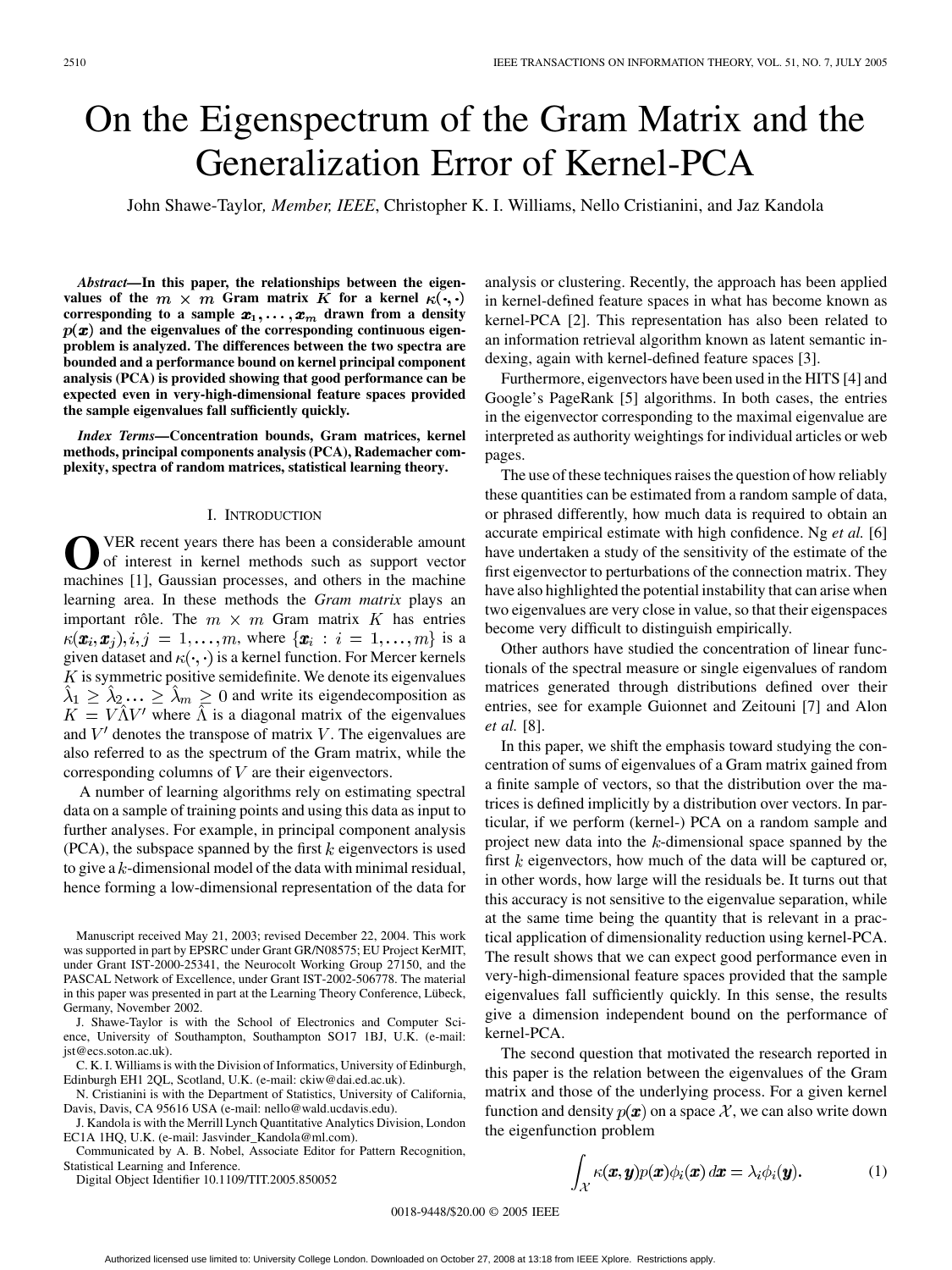# On the Eigenspectrum of the Gram Matrix and the Generalization Error of Kernel-PCA

John Shawe-Taylor, *Member, IEEE*, Christopher K. I. Williams, Nello Cristianini, and Jaz Kandola

***Abstract*—In this paper, the relationships between the eigenvalues of the $m \times m$ Gram matrix $K$ for a kernel $\kappa(\cdot, \cdot)$ corresponding to a sample $\boldsymbol{x}_1, \ldots, \boldsymbol{x}_m$ drawn from a density $p(\boldsymbol{x})$ and the eigenvalues of the corresponding continuous eigenproblem is analyzed. The differences between the two spectra are bounded and a performance bound on kernel principal component analysis (PCA) is provided showing that good performance can be expected even in very-high-dimensional feature spaces provided the sample eigenvalues fall sufficiently quickly.**

***Index Terms*—Concentration bounds, Gram matrices, kernel methods, principal components analysis (PCA), Rademacher complexity, spectra of random matrices, statistical learning theory.**

## I. Introduction

Over recent years there has been a considerable amount of interest in kernel methods such as support vector machines [1], Gaussian processes, and others in the machine learning area. In these methods the *Gram matrix* plays an important rôle. The $m \times m$ Gram matrix $K$ has entries $\kappa(\boldsymbol{x}_i, \boldsymbol{x}_j), i, j = 1, \ldots, m$, where $\{\boldsymbol{x}_i : i = 1, \ldots, m\}$ is a given dataset and $\kappa(\cdot, \cdot)$ is a kernel function. For Mercer kernels $K$ is symmetric positive semidefinite. We denote its eigenvalues $\hat{\lambda}_1 \geq \hat{\lambda}_2 \ldots \geq \hat{\lambda}_m \geq 0$ and write its eigendecomposition as $K = V\hat{\Lambda}V'$ where $\hat{\Lambda}$ is a diagonal matrix of the eigenvalues and $V'$ denotes the transpose of matrix $V$. The eigenvalues are also referred to as the spectrum of the Gram matrix, while the corresponding columns of $V$ are their eigenvectors.

A number of learning algorithms rely on estimating spectral data on a sample of training points and using this data as input to further analyses. For example, in principal component analysis (PCA), the subspace spanned by the first $k$ eigenvectors is used to give a $k$-dimensional model of the data with minimal residual, hence forming a low-dimensional representation of the data for analysis or clustering. Recently, the approach has been applied in kernel-defined feature spaces in what has become known as kernel-PCA [2]. This representation has also been related to an information retrieval algorithm known as latent semantic indexing, again with kernel-defined feature spaces [3].

Furthermore, eigenvectors have been used in the HITS [4] and Google's PageRank [5] algorithms. In both cases, the entries in the eigenvector corresponding to the maximal eigenvalue are interpreted as authority weightings for individual articles or web pages.

The use of these techniques raises the question of how reliably these quantities can be estimated from a random sample of data, or phrased differently, how much data is required to obtain an accurate empirical estimate with high confidence. Ng *et al.* [6] have undertaken a study of the sensitivity of the estimate of the first eigenvector to perturbations of the connection matrix. They have also highlighted the potential instability that can arise when two eigenvalues are very close in value, so that their eigenspaces become very difficult to distinguish empirically.

Other authors have studied the concentration of linear functionals of the spectral measure or single eigenvalues of random matrices generated through distributions defined over their entries, see for example Guionnet and Zeitouni [7] and Alon *et al.* [8].

In this paper, we shift the emphasis toward studying the concentration of sums of eigenvalues of a Gram matrix gained from a finite sample of vectors, so that the distribution over the matrices is defined implicitly by a distribution over vectors. In particular, if we perform (kernel-) PCA on a random sample and project new data into the $k$-dimensional space spanned by the first $k$ eigenvectors, how much of the data will be captured or, in other words, how large will the residuals be. It turns out that this accuracy is not sensitive to the eigenvalue separation, while at the same time being the quantity that is relevant in a practical application of dimensionality reduction using kernel-PCA. The result shows that we can expect good performance even in very-high-dimensional feature spaces provided that the sample eigenvalues fall sufficiently quickly. In this sense, the results give a dimension independent bound on the performance of kernel-PCA.

The second question that motivated the research reported in this paper is the relation between the eigenvalues of the Gram matrix and those of the underlying process. For a given kernel function and density $p(\boldsymbol{x})$ on a space $\mathcal{X}$, we can also write down the eigenfunction problem

$$\int_{\mathcal{X}} \kappa(\boldsymbol{x}, \boldsymbol{y}) p(\boldsymbol{x}) \phi_i(\boldsymbol{x}) \, d\boldsymbol{x} = \lambda_i \phi_i(\boldsymbol{y}). \tag{1}$$

Manuscript received May 21, 2003; revised December 22, 2004. This work was supported in part by EPSRC under Grant GR/N08575; EU Project KerMIT, under Grant IST-2000-25341, the Neurocolt Working Group 27150, and the PASCAL Network of Excellence, under Grant IST-2002-506778. The material in this paper was presented in part at the Learning Theory Conference, Lübeck, Germany, November 2002.

J. Shawe-Taylor is with the School of Electronics and Computer Science, University of Southampton, Southampton SO17 1BJ, U.K. (e-mail: jst@ecs.soton.ac.uk).

C. K. I. Williams is with the Division of Informatics, University of Edinburgh, Edinburgh EH1 2QL, Scotland, U.K. (e-mail: ckiw@dai.ed.ac.uk).

N. Cristianini is with the Department of Statistics, University of California, Davis, Davis, CA 95616 USA (e-mail: nello@wald.ucdavis.edu).

J. Kandola is with the Merrill Lynch Quantitative Analytics Division, London EC1A 1HQ, U.K. (e-mail: Jasvinder_Kandola@ml.com).

Communicated by A. B. Nobel, Associate Editor for Pattern Recognition, Statistical Learning and Inference.

Digital Object Identifier 10.1109/TIT.2005.850052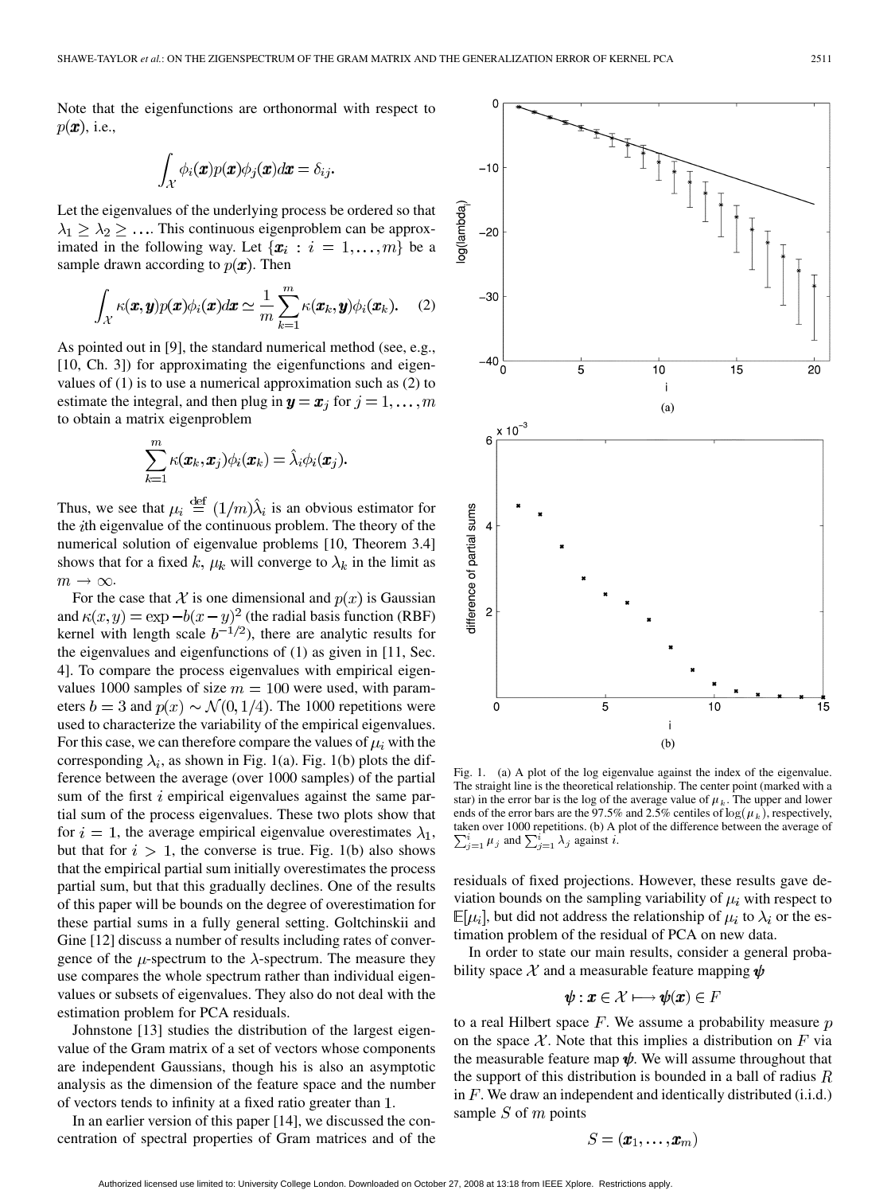Note that the eigenfunctions are orthonormal with respect to $p(\boldsymbol{x})$, i.e.,

$$\int_{\mathcal{X}} \phi_i(\boldsymbol{x}) p(\boldsymbol{x}) \phi_j(\boldsymbol{x}) d\boldsymbol{x} = \delta_{ij}.$$

Let the eigenvalues of the underlying process be ordered so that $\lambda_1 \geq \lambda_2 \geq \dots$. This continuous eigenproblem can be approximated in the following way. Let $\{\boldsymbol{x}_i : i = 1, \dots, m\}$ be a sample drawn according to $p(\boldsymbol{x})$. Then

$$\int_{\mathcal{X}} \kappa(\boldsymbol{x}, \boldsymbol{y}) p(\boldsymbol{x}) \phi_i(\boldsymbol{x}) d\boldsymbol{x} \simeq \frac{1}{m} \sum_{k=1}^{m} \kappa(\boldsymbol{x}_k, \boldsymbol{y}) \phi_i(\boldsymbol{x}_k). \quad (2)$$

As pointed out in [9], the standard numerical method (see, e.g., [10, Ch. 3]) for approximating the eigenfunctions and eigenvalues of (1) is to use a numerical approximation such as (2) to estimate the integral, and then plug in $\boldsymbol{y} = \boldsymbol{x}_j$ for $j = 1, \dots, m$ to obtain a matrix eigenproblem

$$\sum_{k=1}^{m} \kappa(\boldsymbol{x}_k, \boldsymbol{x}_j) \phi_i(\boldsymbol{x}_k) = \hat{\lambda}_i \phi_i(\boldsymbol{x}_j).$$

Thus, we see that $\mu_i \stackrel{\text{def}}{=} (1/m)\hat{\lambda}_i$ is an obvious estimator for the $i$th eigenvalue of the continuous problem. The theory of the numerical solution of eigenvalue problems [10, Theorem 3.4] shows that for a fixed $k$, $\mu_k$ will converge to $\lambda_k$ in the limit as $m \to \infty$.

For the case that $\mathcal{X}$ is one dimensional and $p(x)$ is Gaussian and $\kappa(x, y) = \exp -b(x - y)^2$ (the radial basis function (RBF) kernel with length scale $b^{-1/2}$), there are analytic results for the eigenvalues and eigenfunctions of (1) as given in [11, Sec. 4]. To compare the process eigenvalues with empirical eigenvalues 1000 samples of size $m = 100$ were used, with parameters $b = 3$ and $p(x) \sim \mathcal{N}(0, 1/4)$. The 1000 repetitions were used to characterize the variability of the empirical eigenvalues. For this case, we can therefore compare the values of $\mu_i$ with the corresponding $\lambda_i$, as shown in Fig. 1(a). Fig. 1(b) plots the difference between the average (over 1000 samples) of the partial sum of the first $i$ empirical eigenvalues against the same partial sum of the process eigenvalues. These two plots show that for $i = 1$, the average empirical eigenvalue overestimates $\lambda_1$, but that for $i > 1$, the converse is true. Fig. 1(b) also shows that the empirical partial sum initially overestimates the process partial sum, but that this gradually declines. One of the results of this paper will be bounds on the degree of overestimation for these partial sums in a fully general setting. Goltchinskii and Gine [12] discuss a number of results including rates of convergence of the $\mu$-spectrum to the $\lambda$-spectrum. The measure they use compares the whole spectrum rather than individual eigenvalues or subsets of eigenvalues. They also do not deal with the estimation problem for PCA residuals.

Johnstone [13] studies the distribution of the largest eigenvalue of the Gram matrix of a set of vectors whose components are independent Gaussians, though his is also an asymptotic analysis as the dimension of the feature space and the number of vectors tends to infinity at a fixed ratio greater than 1.

In an earlier version of this paper [14], we discussed the concentration of spectral properties of Gram matrices and of the residuals of fixed projections. However, these results gave deviation bounds on the sampling variability of $\mu_i$ with respect to $\mathbb{E}[\mu_i]$, but did not address the relationship of $\mu_i$ to $\lambda_i$ or the estimation problem of the residual of PCA on new data.

Fig. 1. (a) A plot of the log eigenvalue against the index of the eigenvalue. The straight line is the theoretical relationship. The center point (marked with a star) in the error bar is the log of the average value of $\mu_k$. The upper and lower ends of the error bars are the 97.5% and 2.5% centiles of $\log(\mu_k)$, respectively, taken over 1000 repetitions. (b) A plot of the difference between the average of $\sum_{j=1}^{i} \mu_j$ and $\sum_{j=1}^{i} \lambda_j$ against $i$.

In order to state our main results, consider a general probability space $\mathcal{X}$ and a measurable feature mapping $\boldsymbol{\psi}$

$$\boldsymbol{\psi} : \boldsymbol{x} \in \mathcal{X} \longmapsto \boldsymbol{\psi}(\boldsymbol{x}) \in F$$

to a real Hilbert space $F$. We assume a probability measure $p$ on the space $\mathcal{X}$. Note that this implies a distribution on $F$ via the measurable feature map $\boldsymbol{\psi}$. We will assume throughout that the support of this distribution is bounded in a ball of radius $R$ in $F$. We draw an independent and identically distributed (i.i.d.) sample $S$ of $m$ points

$$S = (\boldsymbol{x}_1, \dots, \boldsymbol{x}_m)$$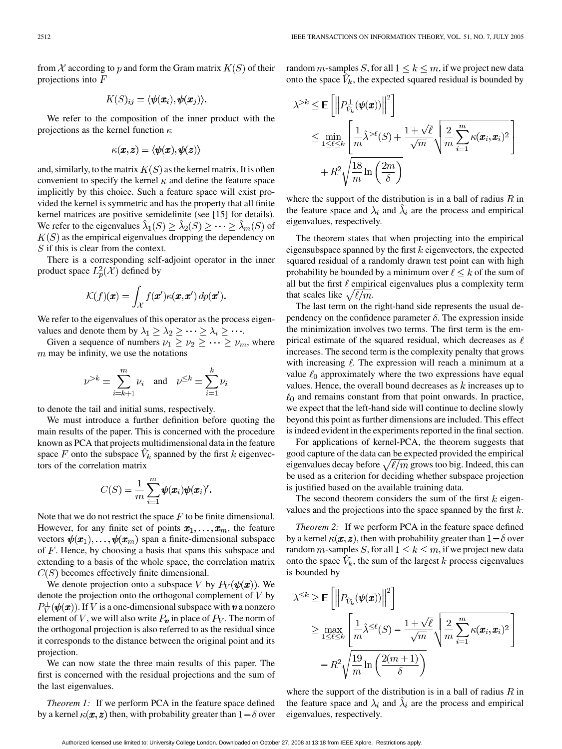from $\mathcal{X}$ according to $p$ and form the Gram matrix $K(S)$ of their projections into $F$

$$K(S)_{ij} = \langle \boldsymbol{\psi}(\boldsymbol{x}_i), \boldsymbol{\psi}(\boldsymbol{x}_j) \rangle.$$

We refer to the composition of the inner product with the projections as the kernel function $\kappa$

$$\kappa(\boldsymbol{x}, \boldsymbol{z}) = \langle \boldsymbol{\psi}(\boldsymbol{x}), \boldsymbol{\psi}(\boldsymbol{z}) \rangle$$

and, similarly, to the matrix $K(S)$ as the kernel matrix. It is often convenient to specify the kernel $\kappa$ and define the feature space implicitly by this choice. Such a feature space will exist provided the kernel is symmetric and has the property that all finite kernel matrices are positive semidefinite (see [15] for details). We refer to the eigenvalues $\hat{\lambda}_1(S) \geq \hat{\lambda}_2(S) \geq \cdots \geq \hat{\lambda}_m(S)$ of $K(S)$ as the empirical eigenvalues dropping the dependency on $S$ if this is clear from the context.

There is a corresponding self-adjoint operator in the inner product space $L_p^2(\mathcal{X})$ defined by

$$\mathcal{K}(f)(\boldsymbol{x}) = \int_{\mathcal{X}} f(\boldsymbol{x}')\kappa(\boldsymbol{x}, \boldsymbol{x}')\, dp(\boldsymbol{x}').$$

We refer to the eigenvalues of this operator as the process eigenvalues and denote them by $\lambda_1 \geq \lambda_2 \geq \cdots \geq \lambda_i \geq \cdots$.

Given a sequence of numbers $\nu_1 \geq \nu_2 \geq \cdots \geq \nu_m$, where $m$ may be infinity, we use the notations

$$\nu^{>k} = \sum_{i=k+1}^{m} \nu_i \quad \text{and} \quad \nu^{\leq k} = \sum_{i=1}^{k} \nu_i$$

to denote the tail and initial sums, respectively.

We must introduce a further definition before quoting the main results of the paper. This is concerned with the procedure known as PCA that projects multidimensional data in the feature space $F$ onto the subspace $\hat{V}_k$ spanned by the first $k$ eigenvectors of the correlation matrix

$$C(S) = \frac{1}{m} \sum_{i=1}^{m} \boldsymbol{\psi}(\boldsymbol{x}_i)\boldsymbol{\psi}(\boldsymbol{x}_i)'.$$

Note that we do not restrict the space $F$ to be finite dimensional. However, for any finite set of points $\boldsymbol{x}_1, \ldots, \boldsymbol{x}_m$, the feature vectors $\boldsymbol{\psi}(\boldsymbol{x}_1), \ldots, \boldsymbol{\psi}(\boldsymbol{x}_m)$ span a finite-dimensional subspace of $F$. Hence, by choosing a basis that spans this subspace and extending to a basis of the whole space, the correlation matrix $C(S)$ becomes effectively finite dimensional.

We denote projection onto a subspace $V$ by $P_V(\boldsymbol{\psi}(\boldsymbol{x}))$. We denote the projection onto the orthogonal complement of $V$ by $P_V^{\perp}(\boldsymbol{\psi}(\boldsymbol{x}))$. If $V$ is a one-dimensional subspace with $\boldsymbol{v}$ a nonzero element of $V$, we will also write $P_{\boldsymbol{v}}$ in place of $P_V$. The norm of the orthogonal projection is also referred to as the residual since it corresponds to the distance between the original point and its projection.

We can now state the three main results of this paper. The first is concerned with the residual projections and the sum of the last eigenvalues.

*Theorem 1:* If we perform PCA in the feature space defined by a kernel $\kappa(\boldsymbol{x}, \boldsymbol{z})$ then, with probability greater than $1 - \delta$ over random $m$-samples $S$, for all $1 \leq k \leq m$, if we project new data onto the space $\hat{V}_k$, the expected squared residual is bounded by

$$\begin{aligned}
\lambda^{>k} &\leq \mathbb{E}\left[\left\| P_{\hat{V}_k}^{\perp}(\boldsymbol{\psi}(\boldsymbol{x})) \right\|^2\right] \\
&\leq \min_{1 \leq \ell \leq k} \left[ \frac{1}{m}\hat{\lambda}^{>\ell}(S) + \frac{1+\sqrt{\ell}}{\sqrt{m}} \sqrt{\frac{2}{m}\sum_{i=1}^{m} \kappa(\boldsymbol{x}_i, \boldsymbol{x}_i)^2} \right] \\
&\quad + R^2 \sqrt{\frac{18}{m} \ln\left(\frac{2m}{\delta}\right)}
\end{aligned}$$

where the support of the distribution is in a ball of radius $R$ in the feature space and $\lambda_i$ and $\hat{\lambda}_i$ are the process and empirical eigenvalues, respectively.

The theorem states that when projecting into the empirical eigensubspace spanned by the first $k$ eigenvectors, the expected squared residual of a randomly drawn test point can with high probability be bounded by a minimum over $\ell \leq k$ of the sum of all but the first $\ell$ empirical eigenvalues plus a complexity term that scales like $\sqrt{\ell/m}$.

The last term on the right-hand side represents the usual dependency on the confidence parameter $\delta$. The expression inside the minimization involves two terms. The first term is the empirical estimate of the squared residual, which decreases as $\ell$ increases. The second term is the complexity penalty that grows with increasing $\ell$. The expression will reach a minimum at a value $\ell_0$ approximately where the two expressions have equal values. Hence, the overall bound decreases as $k$ increases up to $\ell_0$ and remains constant from that point onwards. In practice, we expect that the left-hand side will continue to decline slowly beyond this point as further dimensions are included. This effect is indeed evident in the experiments reported in the final section.

For applications of kernel-PCA, the theorem suggests that good capture of the data can be expected provided the empirical eigenvalues decay before $\sqrt{\ell/m}$ grows too big. Indeed, this can be used as a criterion for deciding whether subspace projection is justified based on the available training data.

The second theorem considers the sum of the first $k$ eigenvalues and the projections into the space spanned by the first $k$.

*Theorem 2:* If we perform PCA in the feature space defined by a kernel $\kappa(\boldsymbol{x}, \boldsymbol{z})$, then with probability greater than $1 - \delta$ over random $m$-samples $S$, for all $1 \leq k \leq m$, if we project new data onto the space $\hat{V}_k$, the sum of the largest $k$ process eigenvalues is bounded by

$$\begin{aligned}
\lambda^{\leq k} &\geq \mathbb{E}\left[\left\| P_{\hat{V}_k}(\boldsymbol{\psi}(\boldsymbol{x})) \right\|^2\right] \\
&\geq \max_{1 \leq \ell \leq k} \left[ \frac{1}{m}\hat{\lambda}^{\leq \ell}(S) - \frac{1+\sqrt{\ell}}{\sqrt{m}} \sqrt{\frac{2}{m}\sum_{i=1}^{m} \kappa(\boldsymbol{x}_i, \boldsymbol{x}_i)^2} \right] \\
&\quad - R^2 \sqrt{\frac{19}{m} \ln\left(\frac{2(m+1)}{\delta}\right)}
\end{aligned}$$

where the support of the distribution is in a ball of radius $R$ in the feature space and $\lambda_i$ and $\hat{\lambda}_i$ are the process and empirical eigenvalues, respectively.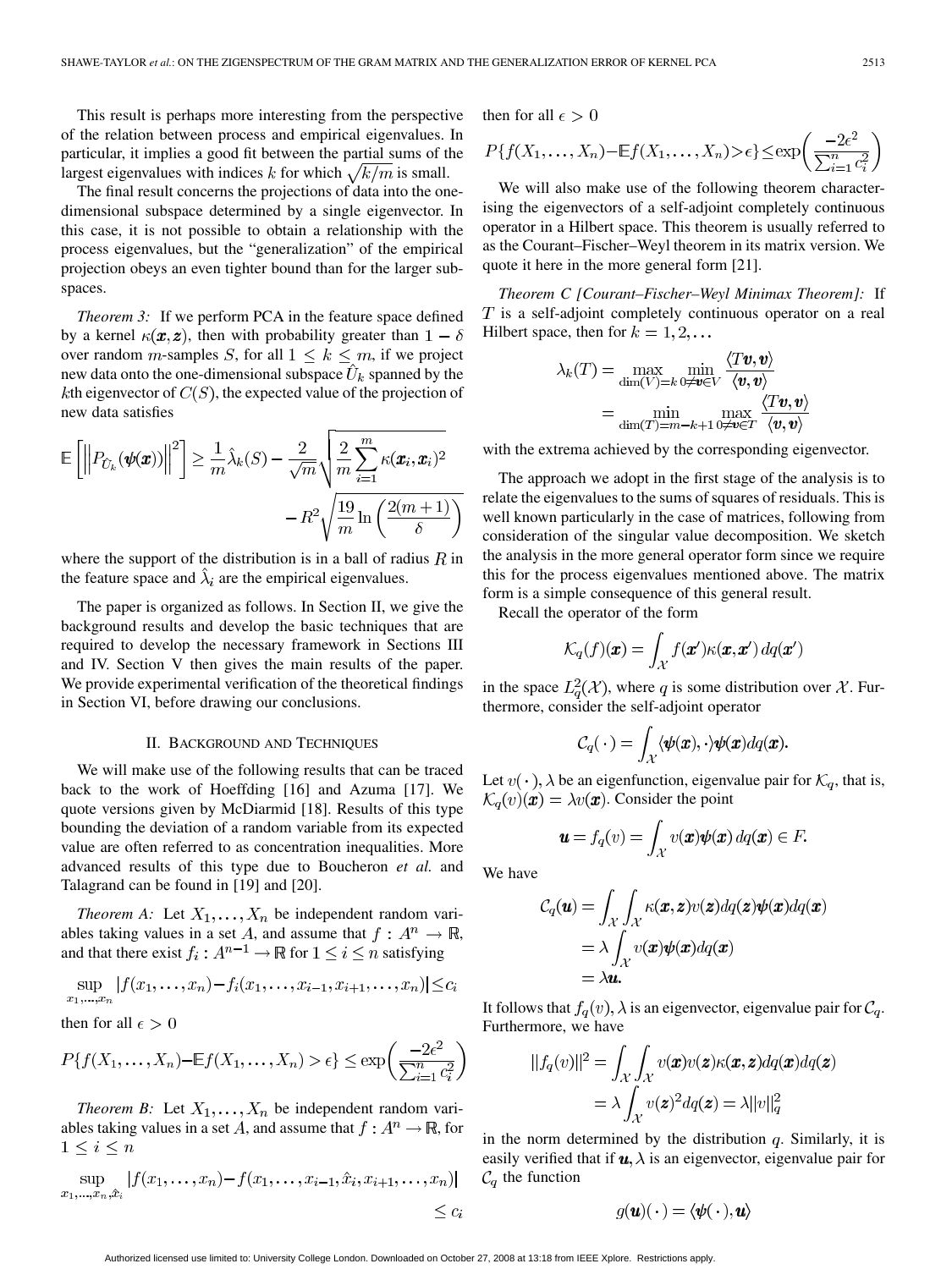This result is perhaps more interesting from the perspective of the relation between process and empirical eigenvalues. In particular, it implies a good fit between the partial sums of the largest eigenvalues with indices $k$ for which $\sqrt{k/m}$ is small.

The final result concerns the projections of data into the one-dimensional subspace determined by a single eigenvector. In this case, it is not possible to obtain a relationship with the process eigenvalues, but the "generalization" of the empirical projection obeys an even tighter bound than for the larger subspaces.

*Theorem 3:* If we perform PCA in the feature space defined by a kernel $\kappa(\boldsymbol{x}, \boldsymbol{z})$, then with probability greater than $1 - \delta$ over random $m$-samples $S$, for all $1 \le k \le m$, if we project new data onto the one-dimensional subspace $\hat{U}_k$ spanned by the $k$th eigenvector of $C(S)$, the expected value of the projection of new data satisfies

$$\mathbb{E}\left[\left\|P_{\hat{U}_k}(\boldsymbol{\psi}(\boldsymbol{x}))\right\|^2\right] \ge \frac{1}{m}\hat{\lambda}_k(S) - \frac{2}{\sqrt{m}}\sqrt{\frac{2}{m}\sum_{i=1}^{m}\kappa(\boldsymbol{x}_i, \boldsymbol{x}_i)^2} - R^2\sqrt{\frac{19}{m}\ln\left(\frac{2(m+1)}{\delta}\right)}$$

where the support of the distribution is in a ball of radius $R$ in the feature space and $\hat{\lambda}_i$ are the empirical eigenvalues.

The paper is organized as follows. In Section II, we give the background results and develop the basic techniques that are required to develop the necessary framework in Sections III and IV. Section V then gives the main results of the paper. We provide experimental verification of the theoretical findings in Section VI, before drawing our conclusions.

## II. Background and Techniques

We will make use of the following results that can be traced back to the work of Hoeffding [16] and Azuma [17]. We quote versions given by McDiarmid [18]. Results of this type bounding the deviation of a random variable from its expected value are often referred to as concentration inequalities. More advanced results of this type due to Boucheron *et al.* and Talagrand can be found in [19] and [20].

*Theorem A:* Let $X_1, \ldots, X_n$ be independent random variables taking values in a set $A$, and assume that $f : A^n \to \mathbb{R}$, and that there exist $f_i : A^{n-1} \to \mathbb{R}$ for $1 \le i \le n$ satisfying

$$\sup_{x_1,\ldots,x_n} |f(x_1,\ldots,x_n) - f_i(x_1,\ldots,x_{i-1},x_{i+1},\ldots,x_n)| \le c_i$$

then for all $\epsilon > 0$

$$P\{f(X_1,\ldots,X_n) - \mathbb{E}f(X_1,\ldots,X_n) > \epsilon\} \le \exp\left(\frac{-2\epsilon^2}{\sum_{i=1}^{n} c_i^2}\right)$$

*Theorem B:* Let $X_1, \ldots, X_n$ be independent random variables taking values in a set $A$, and assume that $f : A^n \to \mathbb{R}$, for $1 \le i \le n$

$$\sup_{x_1,\ldots,x_n,\hat{x}_i} |f(x_1,\ldots,x_n) - f(x_1,\ldots,x_{i-1},\hat{x}_i,x_{i+1},\ldots,x_n)| \le c_i$$

then for all $\epsilon > 0$

$$P\{f(X_1,\ldots,X_n) - \mathbb{E}f(X_1,\ldots,X_n) > \epsilon\} \le \exp\left(\frac{-2\epsilon^2}{\sum_{i=1}^{n} c_i^2}\right)$$

We will also make use of the following theorem characterising the eigenvectors of a self-adjoint completely continuous operator in a Hilbert space. This theorem is usually referred to as the Courant–Fischer–Weyl theorem in its matrix version. We quote it here in the more general form [21].

*Theorem C [Courant–Fischer–Weyl Minimax Theorem]:* If $T$ is a self-adjoint completely continuous operator on a real Hilbert space, then for $k = 1, 2, \ldots$

$$\lambda_k(T) = \max_{\dim(V)=k} \min_{0 \ne \boldsymbol{v} \in V} \frac{\langle T\boldsymbol{v}, \boldsymbol{v}\rangle}{\langle \boldsymbol{v}, \boldsymbol{v}\rangle} = \min_{\dim(T)=m-k+1} \max_{0 \ne \boldsymbol{v} \in T} \frac{\langle T\boldsymbol{v}, \boldsymbol{v}\rangle}{\langle \boldsymbol{v}, \boldsymbol{v}\rangle}$$

with the extrema achieved by the corresponding eigenvector.

The approach we adopt in the first stage of the analysis is to relate the eigenvalues to the sums of squares of residuals. This is well known particularly in the case of matrices, following from consideration of the singular value decomposition. We sketch the analysis in the more general operator form since we require this for the process eigenvalues mentioned above. The matrix form is a simple consequence of this general result.

Recall the operator of the form

$$\mathcal{K}_q(f)(\boldsymbol{x}) = \int_{\mathcal{X}} f(\boldsymbol{x}')\kappa(\boldsymbol{x}, \boldsymbol{x}')\, dq(\boldsymbol{x}')$$

in the space $L_q^2(\mathcal{X})$, where $q$ is some distribution over $\mathcal{X}$. Furthermore, consider the self-adjoint operator

$$\mathcal{C}_q(\,\cdot\,) = \int_{\mathcal{X}} \langle \boldsymbol{\psi}(\boldsymbol{x}), \cdot\rangle \boldsymbol{\psi}(\boldsymbol{x}) dq(\boldsymbol{x}).$$

Let $v(\,\cdot\,), \lambda$ be an eigenfunction, eigenvalue pair for $\mathcal{K}_q$, that is, $\mathcal{K}_q(v)(\boldsymbol{x}) = \lambda v(\boldsymbol{x})$. Consider the point

$$\boldsymbol{u} = f_q(v) = \int_{\mathcal{X}} v(\boldsymbol{x})\boldsymbol{\psi}(\boldsymbol{x})\, dq(\boldsymbol{x}) \in F.$$

We have

$$\begin{aligned}
\mathcal{C}_q(\boldsymbol{u}) &= \int_{\mathcal{X}}\int_{\mathcal{X}} \kappa(\boldsymbol{x}, \boldsymbol{z})v(\boldsymbol{z})dq(\boldsymbol{z})\boldsymbol{\psi}(\boldsymbol{x})dq(\boldsymbol{x}) \\
&= \lambda \int_{\mathcal{X}} v(\boldsymbol{x})\boldsymbol{\psi}(\boldsymbol{x})dq(\boldsymbol{x}) \\
&= \lambda \boldsymbol{u}.
\end{aligned}$$

It follows that $f_q(v), \lambda$ is an eigenvector, eigenvalue pair for $\mathcal{C}_q$. Furthermore, we have

$$\begin{aligned}
\|f_q(v)\|^2 &= \int_{\mathcal{X}}\int_{\mathcal{X}} v(\boldsymbol{x})v(\boldsymbol{z})\kappa(\boldsymbol{x}, \boldsymbol{z})dq(\boldsymbol{x})dq(\boldsymbol{z}) \\
&= \lambda \int_{\mathcal{X}} v(\boldsymbol{z})^2 dq(\boldsymbol{z}) = \lambda\|v\|_q^2
\end{aligned}$$

in the norm determined by the distribution $q$. Similarly, it is easily verified that if $\boldsymbol{u}, \lambda$ is an eigenvector, eigenvalue pair for $\mathcal{C}_q$ the function

$$g(\boldsymbol{u})(\,\cdot\,) = \langle \boldsymbol{\psi}(\,\cdot\,), \boldsymbol{u}\rangle$$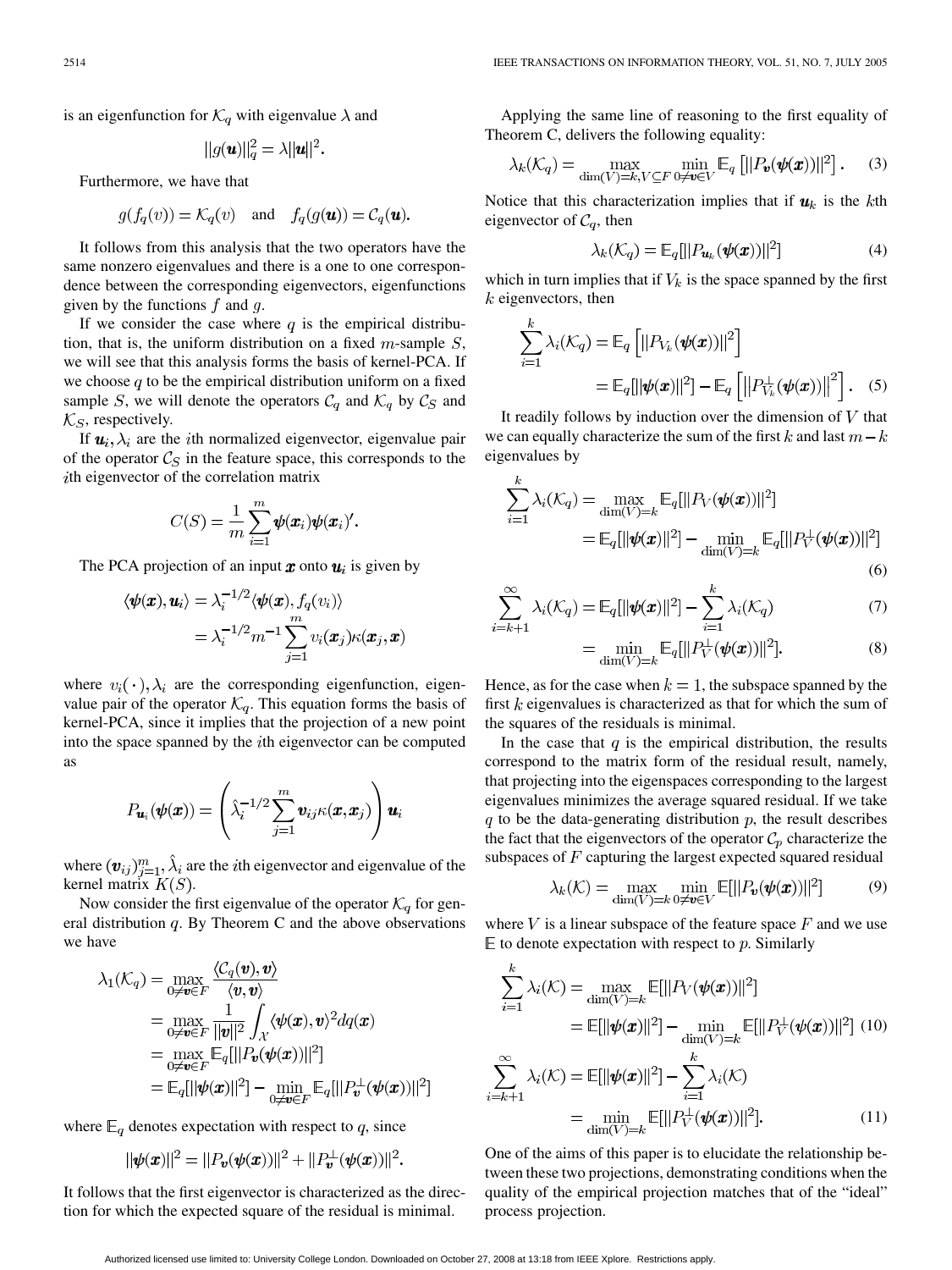is an eigenfunction for $\mathcal{K}_q$ with eigenvalue $\lambda$ and

$$\|g(\boldsymbol{u})\|_q^2 = \lambda \|\boldsymbol{u}\|^2.$$

Furthermore, we have that

$$g(f_q(v)) = \mathcal{K}_q(v) \quad \text{and} \quad f_q(g(\boldsymbol{u})) = \mathcal{C}_q(\boldsymbol{u}).$$

It follows from this analysis that the two operators have the same nonzero eigenvalues and there is a one to one correspondence between the corresponding eigenvectors, eigenfunctions given by the functions $f$ and $g$.

If we consider the case where $q$ is the empirical distribution, that is, the uniform distribution on a fixed $m$-sample $S$, we will see that this analysis forms the basis of kernel-PCA. If we choose $q$ to be the empirical distribution uniform on a fixed sample $S$, we will denote the operators $\mathcal{C}_q$ and $\mathcal{K}_q$ by $\mathcal{C}_S$ and $\mathcal{K}_S$, respectively.

If $\boldsymbol{u}_i, \lambda_i$ are the $i$th normalized eigenvector, eigenvalue pair of the operator $\mathcal{C}_S$ in the feature space, this corresponds to the $i$th eigenvector of the correlation matrix

$$C(S) = \frac{1}{m} \sum_{i=1}^{m} \boldsymbol{\psi}(\boldsymbol{x}_i) \boldsymbol{\psi}(\boldsymbol{x}_i)'.$$

The PCA projection of an input $\boldsymbol{x}$ onto $\boldsymbol{u}_i$ is given by

$$\begin{aligned}
\langle \boldsymbol{\psi}(\boldsymbol{x}), \boldsymbol{u}_i \rangle &= \lambda_i^{-1/2} \langle \boldsymbol{\psi}(\boldsymbol{x}), f_q(v_i) \rangle \\
&= \lambda_i^{-1/2} m^{-1} \sum_{j=1}^{m} v_i(\boldsymbol{x}_j) \kappa(\boldsymbol{x}_j, \boldsymbol{x})
\end{aligned}$$

where $v_i(\cdot), \lambda_i$ are the corresponding eigenfunction, eigenvalue pair of the operator $\mathcal{K}_q$. This equation forms the basis of kernel-PCA, since it implies that the projection of a new point into the space spanned by the $i$th eigenvector can be computed as

$$P_{\boldsymbol{u}_i}(\boldsymbol{\psi}(\boldsymbol{x})) = \left( \hat{\lambda}_i^{-1/2} \sum_{j=1}^{m} \boldsymbol{v}_{ij} \kappa(\boldsymbol{x}, \boldsymbol{x}_j) \right) \boldsymbol{u}_i$$

where $(\boldsymbol{v}_{ij})_{j=1}^m, \hat{\lambda}_i$ are the $i$th eigenvector and eigenvalue of the kernel matrix $K(S)$.

Now consider the first eigenvalue of the operator $\mathcal{K}_q$ for general distribution $q$. By Theorem C and the above observations we have

$$\begin{aligned}
\lambda_1(\mathcal{K}_q) &= \max_{0 \neq \boldsymbol{v} \in F} \frac{\langle \mathcal{C}_q(\boldsymbol{v}), \boldsymbol{v} \rangle}{\langle \boldsymbol{v}, \boldsymbol{v} \rangle} \\
&= \max_{0 \neq \boldsymbol{v} \in F} \frac{1}{\|\boldsymbol{v}\|^2} \int_{\mathcal{X}} \langle \boldsymbol{\psi}(\boldsymbol{x}), \boldsymbol{v} \rangle^2 dq(\boldsymbol{x}) \\
&= \max_{0 \neq \boldsymbol{v} \in F} \mathbb{E}_q[\|P_{\boldsymbol{v}}(\boldsymbol{\psi}(\boldsymbol{x}))\|^2] \\
&= \mathbb{E}_q[\|\boldsymbol{\psi}(\boldsymbol{x})\|^2] - \min_{0 \neq \boldsymbol{v} \in F} \mathbb{E}_q[\|P_{\boldsymbol{v}}^{\perp}(\boldsymbol{\psi}(\boldsymbol{x}))\|^2]
\end{aligned}$$

where $\mathbb{E}_q$ denotes expectation with respect to $q$, since

$$\|\boldsymbol{\psi}(\boldsymbol{x})\|^2 = \|P_{\boldsymbol{v}}(\boldsymbol{\psi}(\boldsymbol{x}))\|^2 + \|P_{\boldsymbol{v}}^{\perp}(\boldsymbol{\psi}(\boldsymbol{x}))\|^2.$$

It follows that the first eigenvector is characterized as the direction for which the expected square of the residual is minimal.

Applying the same line of reasoning to the first equality of Theorem C, delivers the following equality:

$$\lambda_k(\mathcal{K}_q) = \max_{\dim(V)=k, V \subseteq F} \min_{0 \neq \boldsymbol{v} \in V} \mathbb{E}_q \left[ \|P_{\boldsymbol{v}}(\boldsymbol{\psi}(\boldsymbol{x}))\|^2 \right]. \tag{3}$$

Notice that this characterization implies that if $\boldsymbol{u}_k$ is the $k$th eigenvector of $\mathcal{C}_q$, then

$$\lambda_k(\mathcal{K}_q) = \mathbb{E}_q[\|P_{\boldsymbol{u}_k}(\boldsymbol{\psi}(\boldsymbol{x}))\|^2] \tag{4}$$

which in turn implies that if $V_k$ is the space spanned by the first $k$ eigenvectors, then

$$\begin{aligned}
\sum_{i=1}^{k} \lambda_i(\mathcal{K}_q) &= \mathbb{E}_q \left[ \|P_{V_k}(\boldsymbol{\psi}(\boldsymbol{x}))\|^2 \right] \\
&= \mathbb{E}_q[\|\boldsymbol{\psi}(\boldsymbol{x})\|^2] - \mathbb{E}_q \left[ \|P_{V_k}^{\perp}(\boldsymbol{\psi}(\boldsymbol{x}))\|^2 \right].
\end{aligned} \tag{5}$$

It readily follows by induction over the dimension of $V$ that we can equally characterize the sum of the first $k$ and last $m-k$ eigenvalues by

$$\begin{aligned}
\sum_{i=1}^{k} \lambda_i(\mathcal{K}_q) &= \max_{\dim(V)=k} \mathbb{E}_q[\|P_V(\boldsymbol{\psi}(\boldsymbol{x}))\|^2] \\
&= \mathbb{E}_q[\|\boldsymbol{\psi}(\boldsymbol{x})\|^2] - \min_{\dim(V)=k} \mathbb{E}_q[\|P_V^{\perp}(\boldsymbol{\psi}(\boldsymbol{x}))\|^2]
\end{aligned} \tag{6}$$

$$\sum_{i=k+1}^{\infty} \lambda_i(\mathcal{K}_q) = \mathbb{E}_q[\|\boldsymbol{\psi}(\boldsymbol{x})\|^2] - \sum_{i=1}^{k} \lambda_i(\mathcal{K}_q) \tag{7}$$

$$= \min_{\dim(V)=k} \mathbb{E}_q[\|P_V^{\perp}(\boldsymbol{\psi}(\boldsymbol{x}))\|^2]. \tag{8}$$

Hence, as for the case when $k=1$, the subspace spanned by the first $k$ eigenvalues is characterized as that for which the sum of the squares of the residuals is minimal.

In the case that $q$ is the empirical distribution, the results correspond to the matrix form of the residual result, namely, that projecting into the eigenspaces corresponding to the largest eigenvalues minimizes the average squared residual. If we take $q$ to be the data-generating distribution $p$, the result describes the fact that the eigenvectors of the operator $\mathcal{C}_p$ characterize the subspaces of $F$ capturing the largest expected squared residual

$$\lambda_k(\mathcal{K}) = \max_{\dim(V)=k} \min_{0 \neq \boldsymbol{v} \in V} \mathbb{E}[\|P_{\boldsymbol{v}}(\boldsymbol{\psi}(\boldsymbol{x}))\|^2] \tag{9}$$

where $V$ is a linear subspace of the feature space $F$ and we use $\mathbb{E}$ to denote expectation with respect to $p$. Similarly

$$\begin{aligned}
\sum_{i=1}^{k} \lambda_i(\mathcal{K}) &= \max_{\dim(V)=k} \mathbb{E}[\|P_V(\boldsymbol{\psi}(\boldsymbol{x}))\|^2] \\
&= \mathbb{E}[\|\boldsymbol{\psi}(\boldsymbol{x})\|^2] - \min_{\dim(V)=k} \mathbb{E}[\|P_V^{\perp}(\boldsymbol{\psi}(\boldsymbol{x}))\|^2]
\end{aligned} \tag{10}$$

$$\begin{aligned}
\sum_{i=k+1}^{\infty} \lambda_i(\mathcal{K}) &= \mathbb{E}[\|\boldsymbol{\psi}(\boldsymbol{x})\|^2] - \sum_{i=1}^{k} \lambda_i(\mathcal{K}) \\
&= \min_{\dim(V)=k} \mathbb{E}[\|P_V^{\perp}(\boldsymbol{\psi}(\boldsymbol{x}))\|^2].
\end{aligned} \tag{11}$$

One of the aims of this paper is to elucidate the relationship between these two projections, demonstrating conditions when the quality of the empirical projection matches that of the "ideal" process projection.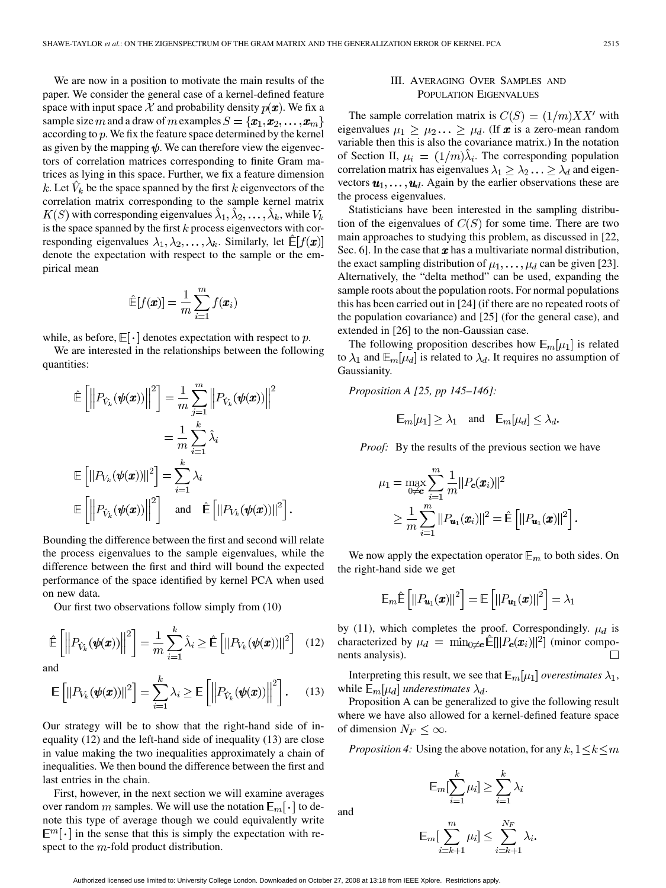We are now in a position to motivate the main results of the paper. We consider the general case of a kernel-defined feature space with input space $\mathcal{X}$ and probability density $p(\boldsymbol{x})$. We fix a sample size $m$ and a draw of $m$ examples $S = \{\boldsymbol{x}_1, \boldsymbol{x}_2, \ldots, \boldsymbol{x}_m\}$ according to $p$. We fix the feature space determined by the kernel as given by the mapping $\boldsymbol{\psi}$. We can therefore view the eigenvectors of correlation matrices corresponding to finite Gram matrices as lying in this space. Further, we fix a feature dimension $k$. Let $\hat{V}_k$ be the space spanned by the first $k$ eigenvectors of the correlation matrix corresponding to the sample kernel matrix $K(S)$ with corresponding eigenvalues $\hat{\lambda}_1, \hat{\lambda}_2, \ldots, \hat{\lambda}_k$, while $V_k$ is the space spanned by the first $k$ process eigenvectors with corresponding eigenvalues $\lambda_1, \lambda_2, \ldots, \lambda_k$. Similarly, let $\hat{\mathbb{E}}[f(\boldsymbol{x})]$ denote the expectation with respect to the sample or the empirical mean

$$\hat{\mathbb{E}}[f(\boldsymbol{x})] = \frac{1}{m}\sum_{i=1}^{m} f(\boldsymbol{x}_i)$$

while, as before, $\mathbb{E}[\cdot]$ denotes expectation with respect to $p$.

We are interested in the relationships between the following quantities:

$$\hat{\mathbb{E}}\left[\left\|P_{\hat{V}_k}(\boldsymbol{\psi}(\boldsymbol{x}))\right\|^2\right] = \frac{1}{m}\sum_{j=1}^{m}\left\|P_{\hat{V}_k}(\boldsymbol{\psi}(\boldsymbol{x}))\right\|^2 = \frac{1}{m}\sum_{i=1}^{k}\hat{\lambda}_i$$

$$\mathbb{E}\left[\|P_{V_k}(\boldsymbol{\psi}(\boldsymbol{x}))\|^2\right] = \sum_{i=1}^{k}\lambda_i$$

$$\mathbb{E}\left[\left\|P_{\hat{V}_k}(\boldsymbol{\psi}(\boldsymbol{x}))\right\|^2\right] \quad \text{and} \quad \hat{\mathbb{E}}\left[\|P_{V_k}(\boldsymbol{\psi}(\boldsymbol{x}))\|^2\right].$$

Bounding the difference between the first and second will relate the process eigenvalues to the sample eigenvalues, while the difference between the first and third will bound the expected performance of the space identified by kernel PCA when used on new data.

Our first two observations follow simply from (10)

$$\hat{\mathbb{E}}\left[\left\|P_{\hat{V}_k}(\boldsymbol{\psi}(\boldsymbol{x}))\right\|^2\right] = \frac{1}{m}\sum_{i=1}^{k}\hat{\lambda}_i \geq \hat{\mathbb{E}}\left[\|P_{V_k}(\boldsymbol{\psi}(\boldsymbol{x}))\|^2\right] \tag{12}$$

and

$$\mathbb{E}\left[\|P_{V_k}(\boldsymbol{\psi}(\boldsymbol{x}))\|^2\right] = \sum_{i=1}^{k}\lambda_i \geq \mathbb{E}\left[\left\|P_{\hat{V}_k}(\boldsymbol{\psi}(\boldsymbol{x}))\right\|^2\right]. \tag{13}$$

Our strategy will be to show that the right-hand side of inequality (12) and the left-hand side of inequality (13) are close in value making the two inequalities approximately a chain of inequalities. We then bound the difference between the first and last entries in the chain.

First, however, in the next section we will examine averages over random $m$ samples. We will use the notation $\mathbb{E}_m[\cdot]$ to denote this type of average though we could equivalently write $\mathbb{E}^m[\cdot]$ in the sense that this is simply the expectation with respect to the $m$-fold product distribution.

## III. Averaging Over Samples and Population Eigenvalues

The sample correlation matrix is $C(S) = (1/m)XX'$ with eigenvalues $\mu_1 \geq \mu_2 \ldots \geq \mu_d$. (If $\boldsymbol{x}$ is a zero-mean random variable then this is also the covariance matrix.) In the notation of Section II, $\mu_i = (1/m)\hat{\lambda}_i$. The corresponding population correlation matrix has eigenvalues $\lambda_1 \geq \lambda_2 \ldots \geq \lambda_d$ and eigenvectors $\boldsymbol{u}_1, \ldots, \boldsymbol{u}_d$. Again by the earlier observations these are the process eigenvalues.

Statisticians have been interested in the sampling distribution of the eigenvalues of $C(S)$ for some time. There are two main approaches to studying this problem, as discussed in [22, Sec. 6]. In the case that $\boldsymbol{x}$ has a multivariate normal distribution, the exact sampling distribution of $\mu_1, \ldots, \mu_d$ can be given [23]. Alternatively, the "delta method" can be used, expanding the sample roots about the population roots. For normal populations this has been carried out in [24] (if there are no repeated roots of the population covariance) and [25] (for the general case), and extended in [26] to the non-Gaussian case.

The following proposition describes how $\mathbb{E}_m[\mu_1]$ is related to $\lambda_1$ and $\mathbb{E}_m[\mu_d]$ is related to $\lambda_d$. It requires no assumption of Gaussianity.

*Proposition A [25, pp 145–146]:*

$$\mathbb{E}_m[\mu_1] \geq \lambda_1 \quad \text{and} \quad \mathbb{E}_m[\mu_d] \leq \lambda_d.$$

*Proof:* By the results of the previous section we have

$$\mu_1 = \max_{0 \neq \boldsymbol{c}} \sum_{i=1}^{m} \frac{1}{m}\|P_{\boldsymbol{c}}(\boldsymbol{x}_i)\|^2 \geq \frac{1}{m}\sum_{i=1}^{m}\|P_{\boldsymbol{u}_1}(\boldsymbol{x}_i)\|^2 = \hat{\mathbb{E}}\left[\|P_{\boldsymbol{u}_1}(\boldsymbol{x})\|^2\right].$$

We now apply the expectation operator $\mathbb{E}_m$ to both sides. On the right-hand side we get

$$\mathbb{E}_m\hat{\mathbb{E}}\left[\|P_{\boldsymbol{u}_1}(\boldsymbol{x})\|^2\right] = \mathbb{E}\left[\|P_{\boldsymbol{u}_1}(\boldsymbol{x})\|^2\right] = \lambda_1$$

by (11), which completes the proof. Correspondingly. $\mu_d$ is characterized by $\mu_d = \min_{0 \neq \boldsymbol{c}} \hat{\mathbb{E}}[\|P_{\boldsymbol{c}}(\boldsymbol{x}_i)\|^2]$ (minor components analysis). □

Interpreting this result, we see that $\mathbb{E}_m[\mu_1]$ *overestimates* $\lambda_1$, while $\mathbb{E}_m[\mu_d]$ *underestimates* $\lambda_d$.

Proposition A can be generalized to give the following result where we have also allowed for a kernel-defined feature space of dimension $N_F \leq \infty$.

*Proposition 4:* Using the above notation, for any $k, 1 \leq k \leq m$

$$\mathbb{E}_m[\sum_{i=1}^{k}\mu_i] \geq \sum_{i=1}^{k}\lambda_i$$

and

$$\mathbb{E}_m[\sum_{i=k+1}^{m}\mu_i] \leq \sum_{i=k+1}^{N_F}\lambda_i.$$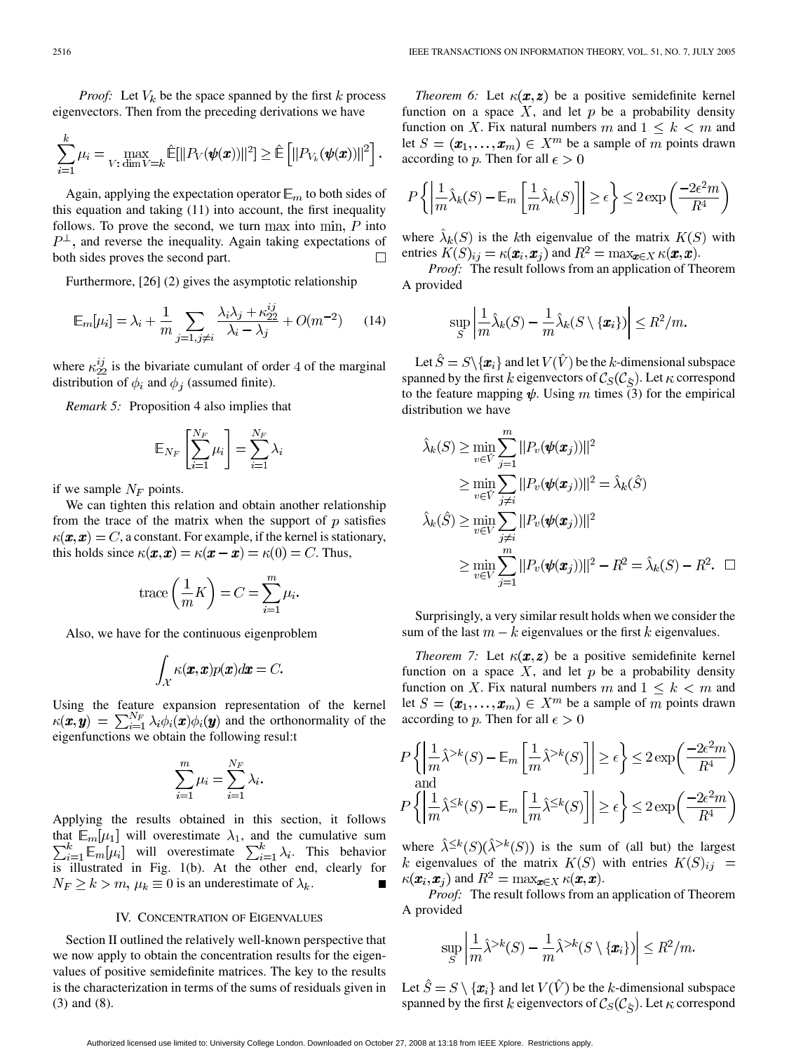*Proof:* Let $V_k$ be the space spanned by the first $k$ process eigenvectors. Then from the preceding derivations we have

$$\sum_{i=1}^{k} \mu_i = \max_{V:\dim V = k} \hat{\mathbb{E}}[\|P_V(\boldsymbol{\psi}(\boldsymbol{x}))\|^2] \geq \hat{\mathbb{E}}\left[\|P_{V_k}(\boldsymbol{\psi}(\boldsymbol{x}))\|^2\right].$$

Again, applying the expectation operator $\mathbb{E}_m$ to both sides of this equation and taking (11) into account, the first inequality follows. To prove the second, we turn max into min, $P$ into $P^{\perp}$, and reverse the inequality. Again taking expectations of both sides proves the second part. □

Furthermore, [26] (2) gives the asymptotic relationship

$$\mathbb{E}_m[\mu_i] = \lambda_i + \frac{1}{m}\sum_{j=1, j\neq i}^{k} \frac{\lambda_i\lambda_j + \kappa_{22}^{ij}}{\lambda_i - \lambda_j} + O(m^{-2}) \tag{14}$$

where $\kappa_{22}^{ij}$ is the bivariate cumulant of order 4 of the marginal distribution of $\phi_i$ and $\phi_j$ (assumed finite).

*Remark 5:* Proposition 4 also implies that

$$\mathbb{E}_{N_F}\left[\sum_{i=1}^{N_F}\mu_i\right] = \sum_{i=1}^{N_F}\lambda_i$$

if we sample $N_F$ points.

We can tighten this relation and obtain another relationship from the trace of the matrix when the support of $p$ satisfies $\kappa(\boldsymbol{x}, \boldsymbol{x}) = C$, a constant. For example, if the kernel is stationary, this holds since $\kappa(\boldsymbol{x}, \boldsymbol{x}) = \kappa(\boldsymbol{x} - \boldsymbol{x}) = \kappa(0) = C$. Thus,

$$\operatorname{trace}\left(\frac{1}{m}K\right) = C = \sum_{i=1}^{m}\mu_i.$$

Also, we have for the continuous eigenproblem

$$\int_{\mathcal{X}} \kappa(\boldsymbol{x}, \boldsymbol{x})p(\boldsymbol{x})d\boldsymbol{x} = C.$$

Using the feature expansion representation of the kernel $\kappa(\boldsymbol{x}, \boldsymbol{y}) = \sum_{i=1}^{N_F}\lambda_i\phi_i(\boldsymbol{x})\phi_i(\boldsymbol{y})$ and the orthonormality of the eigenfunctions we obtain the following resul:t

$$\sum_{i=1}^{m}\mu_i = \sum_{i=1}^{N_F}\lambda_i.$$

Applying the results obtained in this section, it follows that $\mathbb{E}_m[\mu_1]$ will overestimate $\lambda_1$, and the cumulative sum $\sum_{i=1}^{k}\mathbb{E}_m[\mu_i]$ will overestimate $\sum_{i=1}^{k}\lambda_i$. This behavior is illustrated in Fig. 1(b). At the other end, clearly for $N_F \geq k > m$, $\mu_k \equiv 0$ is an underestimate of $\lambda_k$. ■

## IV. Concentration of Eigenvalues

Section II outlined the relatively well-known perspective that we now apply to obtain the concentration results for the eigenvalues of positive semidefinite matrices. The key to the results is the characterization in terms of the sums of residuals given in (3) and (8).

*Theorem 6:* Let $\kappa(\boldsymbol{x}, \boldsymbol{z})$ be a positive semidefinite kernel function on a space $X$, and let $p$ be a probability density function on $X$. Fix natural numbers $m$ and $1 \leq k < m$ and let $S = (\boldsymbol{x}_1, \ldots, \boldsymbol{x}_m) \in X^m$ be a sample of $m$ points drawn according to $p$. Then for all $\epsilon > 0$

$$P\left\{\left|\frac{1}{m}\hat{\lambda}_k(S) - \mathbb{E}_m\left[\frac{1}{m}\hat{\lambda}_k(S)\right]\right| \geq \epsilon\right\} \leq 2\exp\left(\frac{-2\epsilon^2 m}{R^4}\right)$$

where $\hat{\lambda}_k(S)$ is the $k$th eigenvalue of the matrix $K(S)$ with entries $K(S)_{ij} = \kappa(\boldsymbol{x}_i, \boldsymbol{x}_j)$ and $R^2 = \max_{\boldsymbol{x}\in X}\kappa(\boldsymbol{x}, \boldsymbol{x})$.

*Proof:* The result follows from an application of Theorem A provided

$$\sup_S\left|\frac{1}{m}\hat{\lambda}_k(S) - \frac{1}{m}\hat{\lambda}_k(S\setminus\{\boldsymbol{x}_i\})\right| \leq R^2/m.$$

Let $\hat{S} = S\setminus\{\boldsymbol{x}_i\}$ and let $V(\hat{V})$ be the $k$-dimensional subspace spanned by the first $k$ eigenvectors of $\mathcal{C}_S(\mathcal{C}_{\hat{S}})$. Let $\kappa$ correspond to the feature mapping $\boldsymbol{\psi}$. Using $m$ times (3) for the empirical distribution we have

$$\begin{aligned}
\hat{\lambda}_k(S) &\geq \min_{v\in\hat{V}}\sum_{j=1}^{m}\|P_v(\boldsymbol{\psi}(\boldsymbol{x}_j))\|^2 \\
&\geq \min_{v\in\hat{V}}\sum_{j\neq i}\|P_v(\boldsymbol{\psi}(\boldsymbol{x}_j))\|^2 = \hat{\lambda}_k(\hat{S}) \\
\hat{\lambda}_k(\hat{S}) &\geq \min_{v\in V}\sum_{j\neq i}\|P_v(\boldsymbol{\psi}(\boldsymbol{x}_j))\|^2 \\
&\geq \min_{v\in V}\sum_{j=1}^{m}\|P_v(\boldsymbol{\psi}(\boldsymbol{x}_j))\|^2 - R^2 = \hat{\lambda}_k(S) - R^2. \quad \square
\end{aligned}$$

Surprisingly, a very similar result holds when we consider the sum of the last $m-k$ eigenvalues or the first $k$ eigenvalues.

*Theorem 7:* Let $\kappa(\boldsymbol{x}, \boldsymbol{z})$ be a positive semidefinite kernel function on a space $X$, and let $p$ be a probability density function on $X$. Fix natural numbers $m$ and $1 \leq k < m$ and let $S = (\boldsymbol{x}_1, \ldots, \boldsymbol{x}_m) \in X^m$ be a sample of $m$ points drawn according to $p$. Then for all $\epsilon > 0$

$$P\left\{\left|\frac{1}{m}\hat{\lambda}^{>k}(S) - \mathbb{E}_m\left[\frac{1}{m}\hat{\lambda}^{>k}(S)\right]\right| \geq \epsilon\right\} \leq 2\exp\left(\frac{-2\epsilon^2 m}{R^4}\right)$$

and

$$P\left\{\left|\frac{1}{m}\hat{\lambda}^{\leq k}(S) - \mathbb{E}_m\left[\frac{1}{m}\hat{\lambda}^{\leq k}(S)\right]\right| \geq \epsilon\right\} \leq 2\exp\left(\frac{-2\epsilon^2 m}{R^4}\right)$$

where $\hat{\lambda}^{\leq k}(S)(\hat{\lambda}^{>k}(S))$ is the sum of (all but) the largest $k$ eigenvalues of the matrix $K(S)$ with entries $K(S)_{ij} = \kappa(\boldsymbol{x}_i, \boldsymbol{x}_j)$ and $R^2 = \max_{\boldsymbol{x}\in X}\kappa(\boldsymbol{x}, \boldsymbol{x})$.

*Proof:* The result follows from an application of Theorem A provided

$$\sup_S\left|\frac{1}{m}\hat{\lambda}^{>k}(S) - \frac{1}{m}\hat{\lambda}^{>k}(S\setminus\{\boldsymbol{x}_i\})\right| \leq R^2/m.$$

Let $\hat{S} = S\setminus\{\boldsymbol{x}_i\}$ and let $V(\hat{V})$ be the $k$-dimensional subspace spanned by the first $k$ eigenvectors of $\mathcal{C}_S(\mathcal{C}_{\hat{S}})$. Let $\kappa$ correspond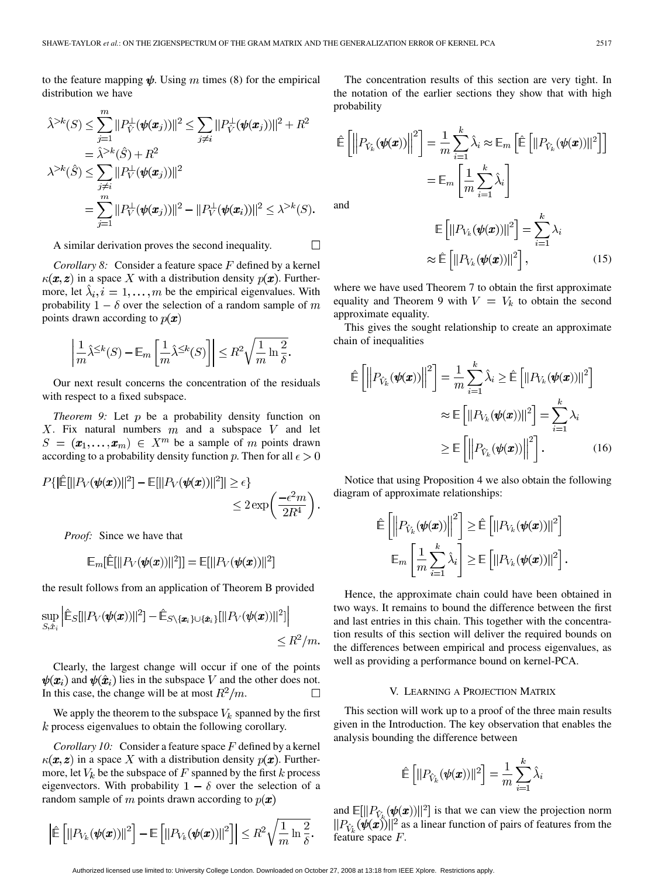to the feature mapping $\boldsymbol{\psi}$. Using $m$ times (8) for the empirical distribution we have

$$
\begin{aligned}
\hat{\lambda}^{>k}(S) &\leq \sum_{j=1}^{m} \|P_{\hat{V}}^{\perp}(\boldsymbol{\psi}(\boldsymbol{x}_j))\|^2 \leq \sum_{j \neq i} \|P_{\hat{V}}^{\perp}(\boldsymbol{\psi}(\boldsymbol{x}_j))\|^2 + R^2 \\
&= \hat{\lambda}^{>k}(\hat{S}) + R^2 \\
\lambda^{>k}(\hat{S}) &\leq \sum_{j \neq i} \|P_{V}^{\perp}(\boldsymbol{\psi}(\boldsymbol{x}_j))\|^2 \\
&= \sum_{j=1}^{m} \|P_{V}^{\perp}(\boldsymbol{\psi}(\boldsymbol{x}_j))\|^2 - \|P_{V}^{\perp}(\boldsymbol{\psi}(\boldsymbol{x}_i))\|^2 \leq \lambda^{>k}(S).
\end{aligned}
$$

A similar derivation proves the second inequality. □

*Corollary 8:* Consider a feature space $F$ defined by a kernel $\kappa(\boldsymbol{x}, \boldsymbol{z})$ in a space $X$ with a distribution density $p(\boldsymbol{x})$. Furthermore, let $\hat{\lambda}_i, i = 1, \ldots, m$ be the empirical eigenvalues. With probability $1 - \delta$ over the selection of a random sample of $m$ points drawn according to $p(\boldsymbol{x})$

$$
\left| \frac{1}{m}\hat{\lambda}^{\leq k}(S) - \mathbb{E}_m\left[\frac{1}{m}\hat{\lambda}^{\leq k}(S)\right] \right| \leq R^2 \sqrt{\frac{1}{m} \ln \frac{2}{\delta}}.
$$

Our next result concerns the concentration of the residuals with respect to a fixed subspace.

*Theorem 9:* Let $p$ be a probability density function on $X$. Fix natural numbers $m$ and a subspace $V$ and let $S = (\boldsymbol{x}_1, \ldots, \boldsymbol{x}_m) \in X^m$ be a sample of $m$ points drawn according to a probability density function $p$. Then for all $\epsilon > 0$

$$
P\{|\hat{\mathbb{E}}[\|P_V(\boldsymbol{\psi}(\boldsymbol{x}))\|^2] - \mathbb{E}[\|P_V(\boldsymbol{\psi}(\boldsymbol{x}))\|^2]| \geq \epsilon\} \leq 2\exp\left(\frac{-\epsilon^2 m}{2R^4}\right).
$$

*Proof:* Since we have that

$$
\mathbb{E}_m[\hat{\mathbb{E}}[\|P_V(\boldsymbol{\psi}(\boldsymbol{x}))\|^2]] = \mathbb{E}[\|P_V(\boldsymbol{\psi}(\boldsymbol{x}))\|^2]
$$

the result follows from an application of Theorem B provided

$$
\sup_{S, \hat{x}_i} \left| \hat{\mathbb{E}}_S[\|P_V(\boldsymbol{\psi}(\boldsymbol{x}))\|^2] - \hat{\mathbb{E}}_{S \setminus \{\boldsymbol{x}_i\} \cup \{\hat{\boldsymbol{x}}_i\}}[\|P_V(\boldsymbol{\psi}(\boldsymbol{x}))\|^2] \right| \leq R^2/m.
$$

Clearly, the largest change will occur if one of the points $\boldsymbol{\psi}(\boldsymbol{x}_i)$ and $\boldsymbol{\psi}(\hat{\boldsymbol{x}}_i)$ lies in the subspace $V$ and the other does not. In this case, the change will be at most $R^2/m$. □

We apply the theorem to the subspace $V_k$ spanned by the first $k$ process eigenvalues to obtain the following corollary.

*Corollary 10:* Consider a feature space $F$ defined by a kernel $\kappa(\boldsymbol{x}, \boldsymbol{z})$ in a space $X$ with a distribution density $p(\boldsymbol{x})$. Furthermore, let $V_k$ be the subspace of $F$ spanned by the first $k$ process eigenvectors. With probability $1 - \delta$ over the selection of a random sample of $m$ points drawn according to $p(\boldsymbol{x})$

$$
\left| \hat{\mathbb{E}}\left[\|P_{V_k}(\boldsymbol{\psi}(\boldsymbol{x}))\|^2\right] - \mathbb{E}\left[\|P_{V_k}(\boldsymbol{\psi}(\boldsymbol{x}))\|^2\right] \right| \leq R^2 \sqrt{\frac{1}{m} \ln \frac{2}{\delta}}.
$$

The concentration results of this section are very tight. In the notation of the earlier sections they show that with high probability

$$
\begin{aligned}
\hat{\mathbb{E}}\left[\left\|P_{\hat{V}_k}(\boldsymbol{\psi}(\boldsymbol{x}))\right\|^2\right] &= \frac{1}{m}\sum_{i=1}^{k} \hat{\lambda}_i \approx \mathbb{E}_m\left[\hat{\mathbb{E}}\left[\|P_{\hat{V}_k}(\psi(\boldsymbol{x}))\|^2\right]\right] \\
&= \mathbb{E}_m\left[\frac{1}{m}\sum_{i=1}^{k}\hat{\lambda}_i\right]
\end{aligned}
$$

and

$$
\begin{aligned}
\mathbb{E}\left[\|P_{V_k}(\boldsymbol{\psi}(\boldsymbol{x}))\|^2\right] &= \sum_{i=1}^{k} \lambda_i \\
&\approx \hat{\mathbb{E}}\left[\|P_{V_k}(\boldsymbol{\psi}(\boldsymbol{x}))\|^2\right], \qquad (15)
\end{aligned}
$$

where we have used Theorem 7 to obtain the first approximate equality and Theorem 9 with $V = V_k$ to obtain the second approximate equality.

This gives the sought relationship to create an approximate chain of inequalities

$$
\begin{aligned}
\hat{\mathbb{E}}\left[\left\|P_{\hat{V}_k}(\boldsymbol{\psi}(\boldsymbol{x}))\right\|^2\right] &= \frac{1}{m}\sum_{i=1}^{k}\hat{\lambda}_i \geq \hat{\mathbb{E}}\left[\|P_{V_k}(\boldsymbol{\psi}(\boldsymbol{x}))\|^2\right] \\
&\approx \mathbb{E}\left[\|P_{V_k}(\boldsymbol{\psi}(\boldsymbol{x}))\|^2\right] = \sum_{i=1}^{k}\lambda_i \\
&\geq \mathbb{E}\left[\left\|P_{\hat{V}_k}(\boldsymbol{\psi}(\boldsymbol{x}))\right\|^2\right]. \qquad (16)
\end{aligned}
$$

Notice that using Proposition 4 we also obtain the following diagram of approximate relationships:

$$
\begin{aligned}
\hat{\mathbb{E}}\left[\left\|P_{\hat{V}_k}(\boldsymbol{\psi}(\boldsymbol{x}))\right\|^2\right] &\geq \hat{\mathbb{E}}\left[\|P_{V_k}(\boldsymbol{\psi}(\boldsymbol{x}))\|^2\right] \\
\mathbb{E}_m\left[\frac{1}{m}\sum_{i=1}^{k}\hat{\lambda}_i\right] &\geq \mathbb{E}\left[\|P_{V_k}(\boldsymbol{\psi}(\boldsymbol{x}))\|^2\right].
\end{aligned}
$$

Hence, the approximate chain could have been obtained in two ways. It remains to bound the difference between the first and last entries in this chain. This together with the concentration results of this section will deliver the required bounds on the differences between empirical and process eigenvalues, as well as providing a performance bound on kernel-PCA.

## V. Learning a Projection Matrix

This section will work up to a proof of the three main results given in the Introduction. The key observation that enables the analysis bounding the difference between

$$
\hat{\mathbb{E}}\left[\|P_{\hat{V}_k}(\boldsymbol{\psi}(\boldsymbol{x}))\|^2\right] = \frac{1}{m}\sum_{i=1}^{k}\hat{\lambda}_i
$$

and $\mathbb{E}[\|P_{\hat{V}_k}(\boldsymbol{\psi}(\boldsymbol{x}))\|^2]$ is that we can view the projection norm $\|P_{\hat{V}_k}(\boldsymbol{\psi}(\boldsymbol{x}))\|^2$ as a linear function of pairs of features from the feature space $F$.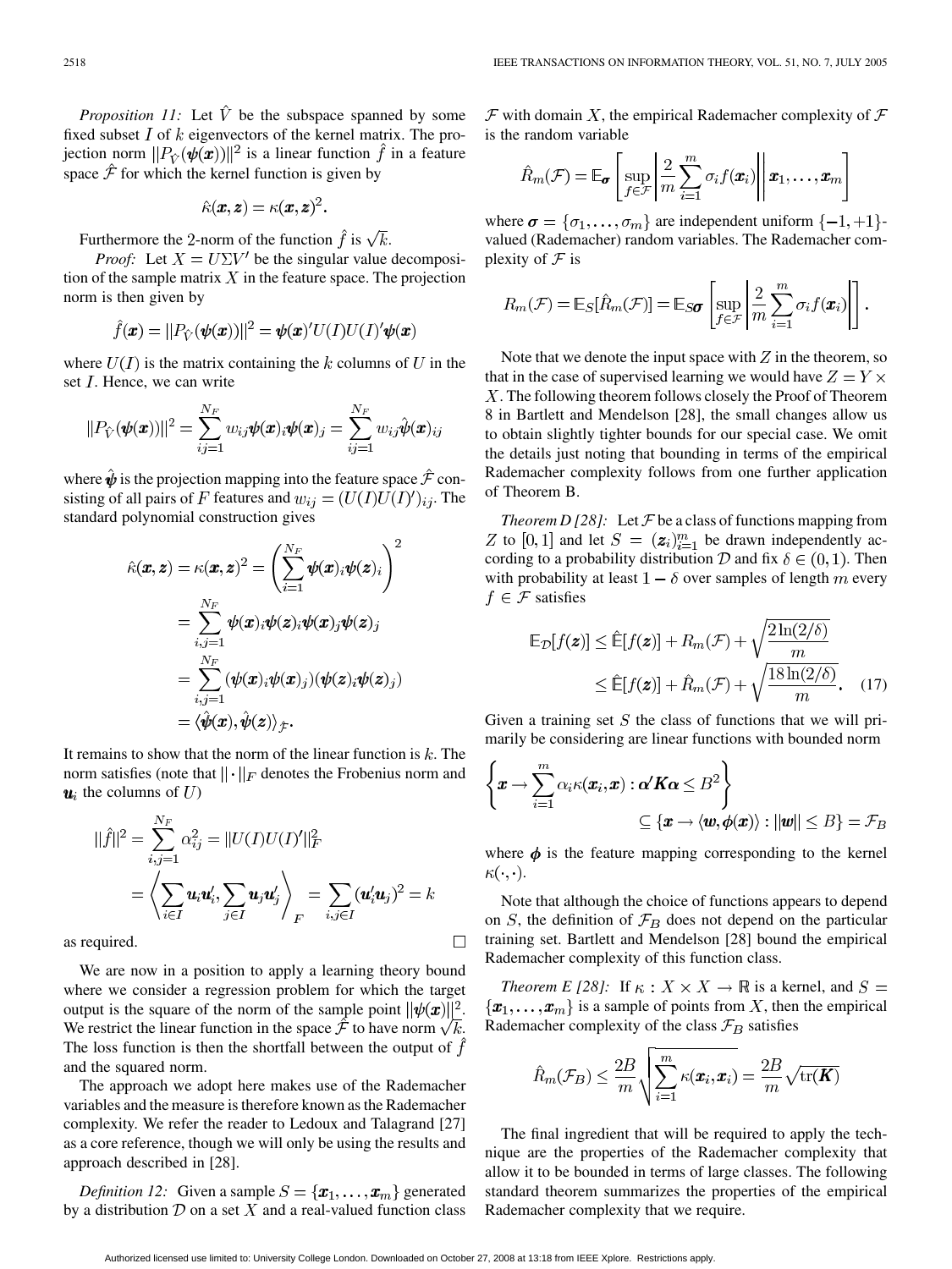*Proposition 11:* Let $\hat{V}$ be the subspace spanned by some fixed subset $I$ of $k$ eigenvectors of the kernel matrix. The projection norm $\|P_{\hat{V}}(\boldsymbol{\psi}(\boldsymbol{x}))\|^2$ is a linear function $\hat{f}$ in a feature space $\hat{\mathcal{F}}$ for which the kernel function is given by

$$\hat{\kappa}(\boldsymbol{x}, \boldsymbol{z}) = \kappa(\boldsymbol{x}, \boldsymbol{z})^2.$$

Furthermore the 2-norm of the function $\hat{f}$ is $\sqrt{k}$.

*Proof:* Let $X = U\Sigma V'$ be the singular value decomposition of the sample matrix $X$ in the feature space. The projection norm is then given by

$$\hat{f}(\boldsymbol{x}) = \|P_{\hat{V}}(\boldsymbol{\psi}(\boldsymbol{x}))\|^2 = \boldsymbol{\psi}(\boldsymbol{x})' U(I) U(I)' \boldsymbol{\psi}(\boldsymbol{x})$$

where $U(I)$ is the matrix containing the $k$ columns of $U$ in the set $I$. Hence, we can write

$$\|P_{\hat{V}}(\boldsymbol{\psi}(\boldsymbol{x}))\|^2 = \sum_{ij=1}^{N_F} w_{ij} \boldsymbol{\psi}(\boldsymbol{x})_i \boldsymbol{\psi}(\boldsymbol{x})_j = \sum_{ij=1}^{N_F} w_{ij} \hat{\boldsymbol{\psi}}(\boldsymbol{x})_{ij}$$

where $\hat{\boldsymbol{\psi}}$ is the projection mapping into the feature space $\hat{\mathcal{F}}$ consisting of all pairs of $F$ features and $w_{ij} = (U(I)U(I)')_{ij}$. The standard polynomial construction gives

$$\begin{aligned}
\hat{\kappa}(\boldsymbol{x}, \boldsymbol{z}) = \kappa(\boldsymbol{x}, \boldsymbol{z})^2 &= \left( \sum_{i=1}^{N_F} \boldsymbol{\psi}(\boldsymbol{x})_i \boldsymbol{\psi}(\boldsymbol{z})_i \right)^2 \\
&= \sum_{i,j=1}^{N_F} \boldsymbol{\psi}(\boldsymbol{x})_i \boldsymbol{\psi}(\boldsymbol{z})_i \boldsymbol{\psi}(\boldsymbol{x})_j \boldsymbol{\psi}(\boldsymbol{z})_j \\
&= \sum_{i,j=1}^{N_F} (\boldsymbol{\psi}(\boldsymbol{x})_i \boldsymbol{\psi}(\boldsymbol{x})_j)(\boldsymbol{\psi}(\boldsymbol{z})_i \boldsymbol{\psi}(\boldsymbol{z})_j) \\
&= \langle \hat{\boldsymbol{\psi}}(\boldsymbol{x}), \hat{\boldsymbol{\psi}}(\boldsymbol{z}) \rangle_{\hat{\mathcal{F}}}.
\end{aligned}$$

It remains to show that the norm of the linear function is $k$. The norm satisfies (note that $\|\cdot\|_F$ denotes the Frobenius norm and $\boldsymbol{u}_i$ the columns of $U$)

$$\begin{aligned}
\|\hat{f}\|^2 &= \sum_{i,j=1}^{N_F} \alpha_{ij}^2 = \|U(I)U(I)'\|_F^2 \\
&= \left\langle \sum_{i \in I} \boldsymbol{u}_i \boldsymbol{u}_i', \sum_{j \in I} \boldsymbol{u}_j \boldsymbol{u}_j' \right\rangle_F = \sum_{i,j \in I} (\boldsymbol{u}_i' \boldsymbol{u}_j)^2 = k
\end{aligned}$$

as required. □

We are now in a position to apply a learning theory bound where we consider a regression problem for which the target output is the square of the norm of the sample point $\|\boldsymbol{\psi}(\boldsymbol{x})\|^2$. We restrict the linear function in the space $\hat{\mathcal{F}}$ to have norm $\sqrt{k}$. The loss function is then the shortfall between the output of $\hat{f}$ and the squared norm.

The approach we adopt here makes use of the Rademacher variables and the measure is therefore known as the Rademacher complexity. We refer the reader to Ledoux and Talagrand [27] as a core reference, though we will only be using the results and approach described in [28].

*Definition 12:* Given a sample $S = \{\boldsymbol{x}_1, \ldots, \boldsymbol{x}_m\}$ generated by a distribution $\mathcal{D}$ on a set $X$ and a real-valued function class $\mathcal{F}$ with domain $X$, the empirical Rademacher complexity of $\mathcal{F}$ is the random variable

$$\hat{R}_m(\mathcal{F}) = \mathbb{E}_{\boldsymbol{\sigma}} \left[ \sup_{f \in \mathcal{F}} \left| \frac{2}{m} \sum_{i=1}^m \sigma_i f(\boldsymbol{x}_i) \right| \middle| \boldsymbol{x}_1, \ldots, \boldsymbol{x}_m \right]$$

where $\boldsymbol{\sigma} = \{\sigma_1, \ldots, \sigma_m\}$ are independent uniform $\{-1, +1\}$-valued (Rademacher) random variables. The Rademacher complexity of $\mathcal{F}$ is

$$R_m(\mathcal{F}) = \mathbb{E}_S[\hat{R}_m(\mathcal{F})] = \mathbb{E}_{S\boldsymbol{\sigma}} \left[ \sup_{f \in \mathcal{F}} \left| \frac{2}{m} \sum_{i=1}^m \sigma_i f(\boldsymbol{x}_i) \right| \right].$$

Note that we denote the input space with $Z$ in the theorem, so that in the case of supervised learning we would have $Z = Y \times X$. The following theorem follows closely the Proof of Theorem 8 in Bartlett and Mendelson [28], the small changes allow us to obtain slightly tighter bounds for our special case. We omit the details just noting that bounding in terms of the empirical Rademacher complexity follows from one further application of Theorem B.

*Theorem D [28]:* Let $\mathcal{F}$ be a class of functions mapping from $Z$ to $[0, 1]$ and let $S = (\boldsymbol{z}_i)_{i=1}^m$ be drawn independently according to a probability distribution $\mathcal{D}$ and fix $\delta \in (0, 1)$. Then with probability at least $1 - \delta$ over samples of length $m$ every $f \in \mathcal{F}$ satisfies

$$\begin{aligned}
\mathbb{E}_{\mathcal{D}}[f(\boldsymbol{z})] &\leq \hat{\mathbb{E}}[f(\boldsymbol{z})] + R_m(\mathcal{F}) + \sqrt{\frac{2\ln(2/\delta)}{m}} \\
&\leq \hat{\mathbb{E}}[f(\boldsymbol{z})] + \hat{R}_m(\mathcal{F}) + \sqrt{\frac{18\ln(2/\delta)}{m}}. \quad (17)
\end{aligned}$$

Given a training set $S$ the class of functions that we will primarily be considering are linear functions with bounded norm

$$\left\{ \boldsymbol{x} \to \sum_{i=1}^m \alpha_i \kappa(\boldsymbol{x}_i, \boldsymbol{x}) : \boldsymbol{\alpha}' \boldsymbol{K} \boldsymbol{\alpha} \leq B^2 \right\} \subseteq \{\boldsymbol{x} \to \langle \boldsymbol{w}, \boldsymbol{\phi}(\boldsymbol{x}) \rangle : \|\boldsymbol{w}\| \leq B\} = \mathcal{F}_B$$

where $\boldsymbol{\phi}$ is the feature mapping corresponding to the kernel $\kappa(\cdot, \cdot)$.

Note that although the choice of functions appears to depend on $S$, the definition of $\mathcal{F}_B$ does not depend on the particular training set. Bartlett and Mendelson [28] bound the empirical Rademacher complexity of this function class.

*Theorem E [28]:* If $\kappa : X \times X \to \mathbb{R}$ is a kernel, and $S = \{\boldsymbol{x}_1, \ldots, \boldsymbol{x}_m\}$ is a sample of points from $X$, then the empirical Rademacher complexity of the class $\mathcal{F}_B$ satisfies

$$\hat{R}_m(\mathcal{F}_B) \leq \frac{2B}{m} \sqrt{\sum_{i=1}^m \kappa(\boldsymbol{x}_i, \boldsymbol{x}_i)} = \frac{2B}{m} \sqrt{\mathrm{tr}(\boldsymbol{K})}$$

The final ingredient that will be required to apply the technique are the properties of the Rademacher complexity that allow it to be bounded in terms of large classes. The following standard theorem summarizes the properties of the empirical Rademacher complexity that we require.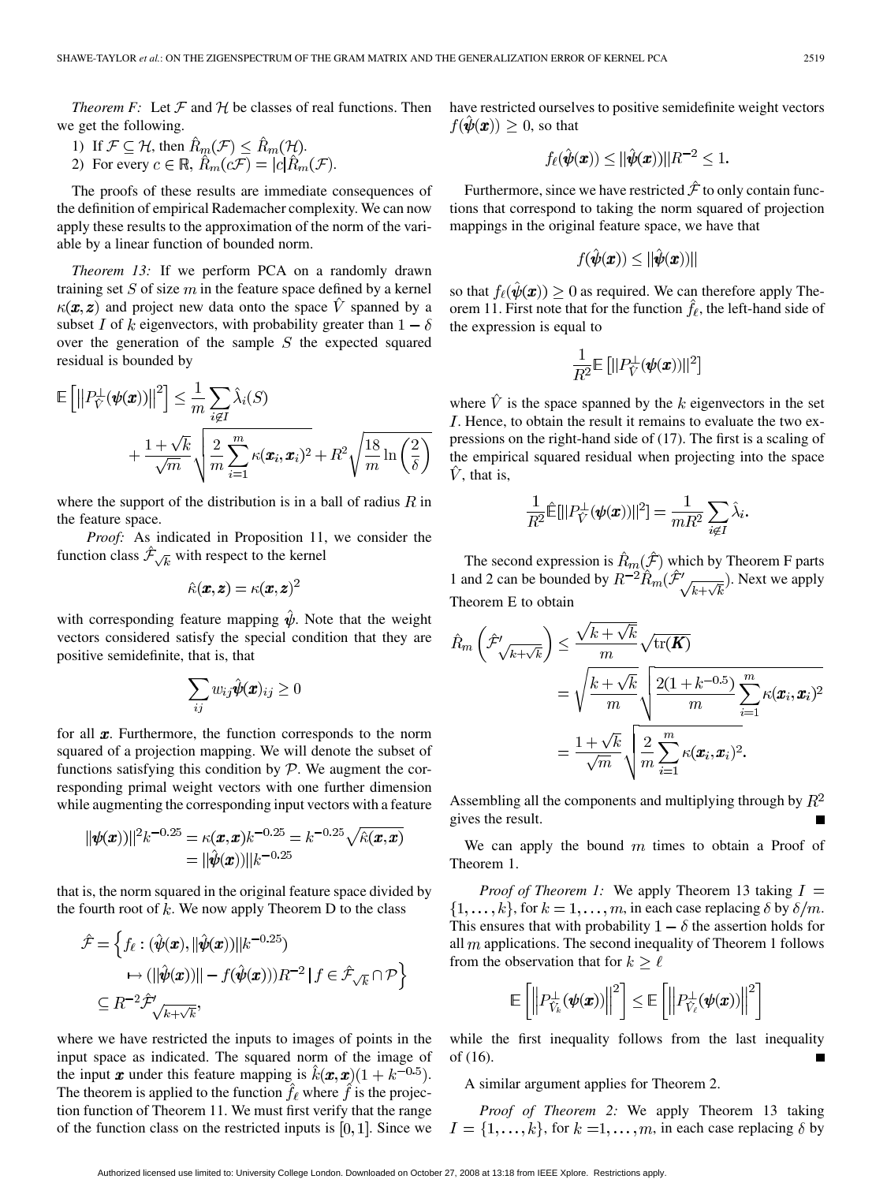*Theorem F:* Let $\mathcal{F}$ and $\mathcal{H}$ be classes of real functions. Then we get the following.

1) If $\mathcal{F} \subseteq \mathcal{H}$, then $\hat{R}_m(\mathcal{F}) \leq \hat{R}_m(\mathcal{H})$.
2) For every $c \in \mathbb{R}$, $\hat{R}_m(c\mathcal{F}) = |c|\hat{R}_m(\mathcal{F})$.

The proofs of these results are immediate consequences of the definition of empirical Rademacher complexity. We can now apply these results to the approximation of the norm of the variable by a linear function of bounded norm.

*Theorem 13:* If we perform PCA on a randomly drawn training set $S$ of size $m$ in the feature space defined by a kernel $\kappa(\boldsymbol{x}, \boldsymbol{z})$ and project new data onto the space $\hat{V}$ spanned by a subset $I$ of $k$ eigenvectors, with probability greater than $1-\delta$ over the generation of the sample $S$ the expected squared residual is bounded by

$$\mathbb{E}\left[\left\|P_{\hat{V}}^{\perp}(\boldsymbol{\psi}(\boldsymbol{x}))\right\|^2\right] \leq \frac{1}{m}\sum_{i \notin I}\hat{\lambda}_i(S) + \frac{1+\sqrt{k}}{\sqrt{m}}\sqrt{\frac{2}{m}\sum_{i=1}^{m}\kappa(\boldsymbol{x}_i, \boldsymbol{x}_i)^2} + R^2\sqrt{\frac{18}{m}\ln\left(\frac{2}{\delta}\right)}$$

where the support of the distribution is in a ball of radius $R$ in the feature space.

*Proof:* As indicated in Proposition 11, we consider the function class $\hat{\mathcal{F}}_{\sqrt{k}}$ with respect to the kernel

$$\hat{\kappa}(\boldsymbol{x}, \boldsymbol{z}) = \kappa(\boldsymbol{x}, \boldsymbol{z})^2$$

with corresponding feature mapping $\hat{\psi}$. Note that the weight vectors considered satisfy the special condition that they are positive semidefinite, that is, that

$$\sum_{ij} w_{ij}\hat{\boldsymbol{\psi}}(\boldsymbol{x})_{ij} \geq 0$$

for all $\boldsymbol{x}$. Furthermore, the function corresponds to the norm squared of a projection mapping. We will denote the subset of functions satisfying this condition by $\mathcal{P}$. We augment the corresponding primal weight vectors with one further dimension while augmenting the corresponding input vectors with a feature

$$\|\boldsymbol{\psi}(\boldsymbol{x}))\|^2 k^{-0.25} = \kappa(\boldsymbol{x}, \boldsymbol{x})k^{-0.25} = k^{-0.25}\sqrt{\hat{\kappa}(\boldsymbol{x}, \boldsymbol{x})} = \|\hat{\boldsymbol{\psi}}(\boldsymbol{x}))\|k^{-0.25}$$

that is, the norm squared in the original feature space divided by the fourth root of $k$. We now apply Theorem D to the class

$$\hat{\mathcal{F}} = \left\{f_\ell : (\hat{\boldsymbol{\psi}}(\boldsymbol{x}), \|\hat{\boldsymbol{\psi}}(\boldsymbol{x}))\|k^{-0.25}) \mapsto (\|\hat{\boldsymbol{\psi}}(\boldsymbol{x}))\| - f(\hat{\boldsymbol{\psi}}(\boldsymbol{x})))R^{-2} \,|\, f \in \hat{\mathcal{F}}_{\sqrt{k}} \cap \mathcal{P}\right\} \subseteq R^{-2}\hat{\mathcal{F}}'_{\sqrt{k+\sqrt{k}}},$$

where we have restricted the inputs to images of points in the input space as indicated. The squared norm of the image of the input $\boldsymbol{x}$ under this feature mapping is $\hat{k}(\boldsymbol{x}, \boldsymbol{x})(1+k^{-0.5})$. The theorem is applied to the function $\hat{f}_\ell$ where $\hat{f}$ is the projection function of Theorem 11. We must first verify that the range of the function class on the restricted inputs is $[0, 1]$. Since we have restricted ourselves to positive semidefinite weight vectors $f(\hat{\boldsymbol{\psi}}(\boldsymbol{x})) \geq 0$, so that

$$f_\ell(\hat{\boldsymbol{\psi}}(\boldsymbol{x})) \leq \|\hat{\boldsymbol{\psi}}(\boldsymbol{x}))\|R^{-2} \leq 1.$$

Furthermore, since we have restricted $\hat{\mathcal{F}}$ to only contain functions that correspond to taking the norm squared of projection mappings in the original feature space, we have that

$$f(\hat{\boldsymbol{\psi}}(\boldsymbol{x})) \leq \|\hat{\boldsymbol{\psi}}(\boldsymbol{x}))\|$$

so that $f_\ell(\hat{\boldsymbol{\psi}}(\boldsymbol{x})) \geq 0$ as required. We can therefore apply Theorem 11. First note that for the function $\hat{f}_\ell$, the left-hand side of the expression is equal to

$$\frac{1}{R^2}\mathbb{E}\left[\|P_{\hat{V}}^{\perp}(\boldsymbol{\psi}(\boldsymbol{x}))\|^2\right]$$

where $\hat{V}$ is the space spanned by the $k$ eigenvectors in the set $I$. Hence, to obtain the result it remains to evaluate the two expressions on the right-hand side of (17). The first is a scaling of the empirical squared residual when projecting into the space $\hat{V}$, that is,

$$\frac{1}{R^2}\hat{\mathbb{E}}[\|P_{\hat{V}}^{\perp}(\boldsymbol{\psi}(\boldsymbol{x}))\|^2] = \frac{1}{mR^2}\sum_{i \notin I}\hat{\lambda}_i.$$

The second expression is $\hat{R}_m(\hat{\mathcal{F}})$ which by Theorem F parts 1 and 2 can be bounded by $R^{-2}\hat{R}_m(\hat{\mathcal{F}}'_{\sqrt{k+\sqrt{k}}})$. Next we apply Theorem E to obtain

$$\begin{aligned}\hat{R}_m\left(\hat{\mathcal{F}}'_{\sqrt{k+\sqrt{k}}}\right) &\leq \frac{\sqrt{k+\sqrt{k}}}{m}\sqrt{\operatorname{tr}(\boldsymbol{K})} \\ &= \sqrt{\frac{k+\sqrt{k}}{m}}\sqrt{\frac{2(1+k^{-0.5})}{m}\sum_{i=1}^{m}\kappa(\boldsymbol{x}_i, \boldsymbol{x}_i)^2} \\ &= \frac{1+\sqrt{k}}{\sqrt{m}}\sqrt{\frac{2}{m}\sum_{i=1}^{m}\kappa(\boldsymbol{x}_i, \boldsymbol{x}_i)^2}.\end{aligned}$$

Assembling all the components and multiplying through by $R^2$ gives the result. ■

We can apply the bound $m$ times to obtain a Proof of Theorem 1.

*Proof of Theorem 1:* We apply Theorem 13 taking $I = \{1, \ldots, k\}$, for $k = 1, \ldots, m$, in each case replacing $\delta$ by $\delta/m$. This ensures that with probability $1-\delta$ the assertion holds for all $m$ applications. The second inequality of Theorem 1 follows from the observation that for $k \geq \ell$

$$\mathbb{E}\left[\left\|P_{\hat{V}_k}^{\perp}(\boldsymbol{\psi}(\boldsymbol{x}))\right\|^2\right] \leq \mathbb{E}\left[\left\|P_{\hat{V}_\ell}^{\perp}(\boldsymbol{\psi}(\boldsymbol{x}))\right\|^2\right]$$

while the first inequality follows from the last inequality of (16). ■

A similar argument applies for Theorem 2.

*Proof of Theorem 2:* We apply Theorem 13 taking $I = \{1, \ldots, k\}$, for $k = 1, \ldots, m$, in each case replacing $\delta$ by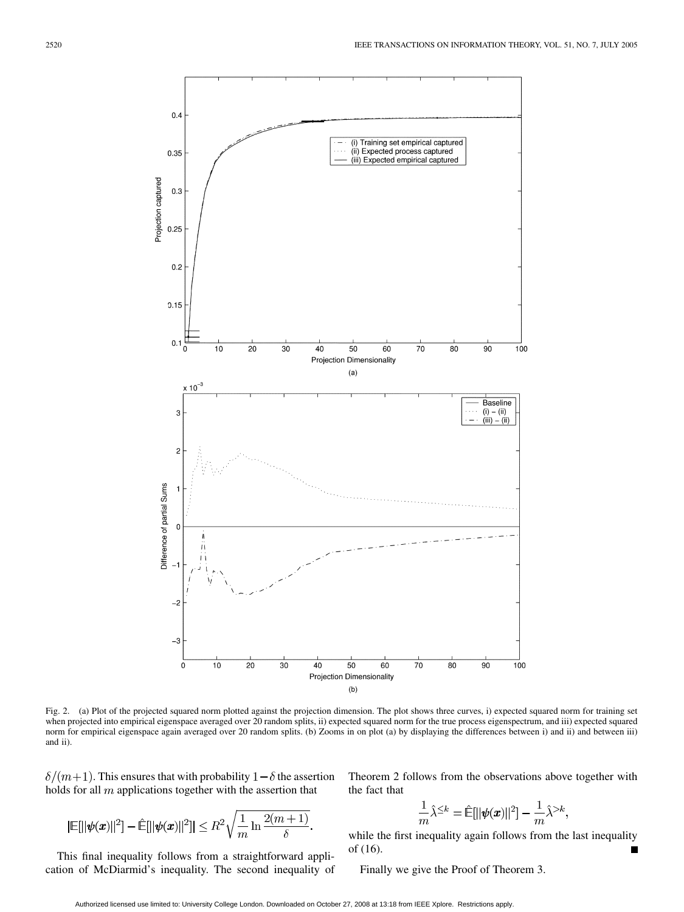Fig. 2. (a) Plot of the projected squared norm plotted against the projection dimension. The plot shows three curves, i) expected squared norm for training set when projected into empirical eigenspace averaged over 20 random splits, ii) expected squared norm for the true process eigenspectrum, and iii) expected squared norm for empirical eigenspace again averaged over 20 random splits. (b) Zooms in on plot (a) by displaying the differences between i) and ii) and between iii) and ii).

$\delta/(m+1)$. This ensures that with probability $1-\delta$ the assertion holds for all $m$ applications together with the assertion that

$$|\mathbb{E}[\|\boldsymbol{\psi}(\boldsymbol{x})\|^2] - \hat{\mathbb{E}}[\|\boldsymbol{\psi}(\boldsymbol{x})\|^2]| \leq R^2 \sqrt{\frac{1}{m} \ln \frac{2(m+1)}{\delta}}.$$

This final inequality follows from a straightforward application of McDiarmid's inequality. The second inequality of Theorem 2 follows from the observations above together with the fact that

$$\frac{1}{m}\hat{\lambda}^{\leq k} = \hat{\mathbb{E}}[\|\boldsymbol{\psi}(\boldsymbol{x})\|^2] - \frac{1}{m}\hat{\lambda}^{>k},$$

while the first inequality again follows from the last inequality of (16). ■

Finally we give the Proof of Theorem 3.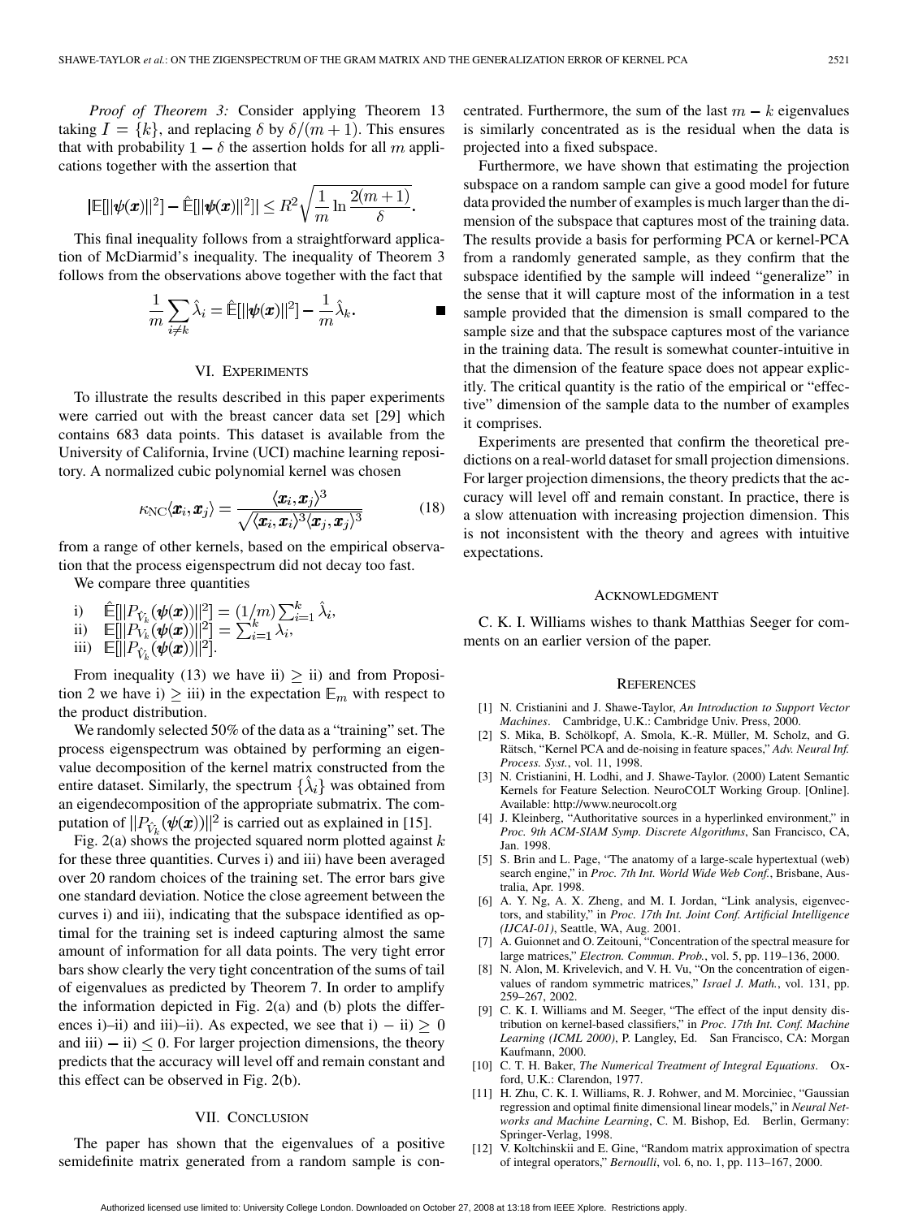*Proof of Theorem 3:* Consider applying Theorem 13 taking $I = \{k\}$, and replacing $\delta$ by $\delta/(m+1)$. This ensures that with probability $1-\delta$ the assertion holds for all $m$ applications together with the assertion that

$$|\mathbb{E}[\|\psi(\boldsymbol{x})\|^2] - \hat{\mathbb{E}}[\|\psi(\boldsymbol{x})\|^2]| \leq R^2 \sqrt{\frac{1}{m} \ln \frac{2(m+1)}{\delta}}.$$

This final inequality follows from a straightforward application of McDiarmid's inequality. The inequality of Theorem 3 follows from the observations above together with the fact that

$$\frac{1}{m} \sum_{i \neq k} \hat{\lambda}_i = \hat{\mathbb{E}}[\|\psi(\boldsymbol{x})\|^2] - \frac{1}{m} \hat{\lambda}_k. \qquad \blacksquare$$

## VI. Experiments

To illustrate the results described in this paper experiments were carried out with the breast cancer data set [29] which contains 683 data points. This dataset is available from the University of California, Irvine (UCI) machine learning repository. A normalized cubic polynomial kernel was chosen

$$\kappa_{\mathrm{NC}}\langle \boldsymbol{x}_i, \boldsymbol{x}_j \rangle = \frac{\langle \boldsymbol{x}_i, \boldsymbol{x}_j \rangle^3}{\sqrt{\langle \boldsymbol{x}_i, \boldsymbol{x}_i \rangle^3 \langle \boldsymbol{x}_j, \boldsymbol{x}_j \rangle^3}} \tag{18}$$

from a range of other kernels, based on the empirical observation that the process eigenspectrum did not decay too fast.

We compare three quantities

i) $\hat{\mathbb{E}}[\|P_{\hat{V}_k}(\psi(\boldsymbol{x}))\|^2] = (1/m)\sum_{i=1}^{k} \hat{\lambda}_i$,
ii) $\mathbb{E}[\|P_{V_k}(\psi(\boldsymbol{x}))\|^2] = \sum_{i=1}^{k} \lambda_i$,
iii) $\mathbb{E}[\|P_{\hat{V}_k}(\psi(\boldsymbol{x}))\|^2]$.

From inequality (13) we have ii) $\geq$ ii) and from Proposition 2 we have i) $\geq$ iii) in the expectation $\mathbb{E}_m$ with respect to the product distribution.

We randomly selected 50% of the data as a "training" set. The process eigenspectrum was obtained by performing an eigenvalue decomposition of the kernel matrix constructed from the entire dataset. Similarly, the spectrum $\{\hat{\lambda}_i\}$ was obtained from an eigendecomposition of the appropriate submatrix. The computation of $\|P_{\hat{V}_k}(\psi(\boldsymbol{x}))\|^2$ is carried out as explained in [15].

Fig. 2(a) shows the projected squared norm plotted against $k$ for these three quantities. Curves i) and iii) have been averaged over 20 random choices of the training set. The error bars give one standard deviation. Notice the close agreement between the curves i) and iii), indicating that the subspace identified as optimal for the training set is indeed capturing almost the same amount of information for all data points. The very tight error bars show clearly the very tight concentration of the sums of tail of eigenvalues as predicted by Theorem 7. In order to amplify the information depicted in Fig. 2(a) and (b) plots the differences i)–ii) and iii)–ii). As expected, we see that i) $-$ ii) $\geq 0$ and iii) $-$ ii) $\leq 0$. For larger projection dimensions, the theory predicts that the accuracy will level off and remain constant and this effect can be observed in Fig. 2(b).

## VII. Conclusion

The paper has shown that the eigenvalues of a positive semidefinite matrix generated from a random sample is concentrated. Furthermore, the sum of the last $m-k$ eigenvalues is similarly concentrated as is the residual when the data is projected into a fixed subspace.

Furthermore, we have shown that estimating the projection subspace on a random sample can give a good model for future data provided the number of examples is much larger than the dimension of the subspace that captures most of the training data. The results provide a basis for performing PCA or kernel-PCA from a randomly generated sample, as they confirm that the subspace identified by the sample will indeed "generalize" in the sense that it will capture most of the information in a test sample provided that the dimension is small compared to the sample size and that the subspace captures most of the variance in the training data. The result is somewhat counter-intuitive in that the dimension of the feature space does not appear explicitly. The critical quantity is the ratio of the empirical or "effective" dimension of the sample data to the number of examples it comprises.

Experiments are presented that confirm the theoretical predictions on a real-world dataset for small projection dimensions. For larger projection dimensions, the theory predicts that the accuracy will level off and remain constant. In practice, there is a slow attenuation with increasing projection dimension. This is not inconsistent with the theory and agrees with intuitive expectations.

## Acknowledgment

C. K. I. Williams wishes to thank Matthias Seeger for comments on an earlier version of the paper.

## References

[1] N. Cristianini and J. Shawe-Taylor, *An Introduction to Support Vector Machines*. Cambridge, U.K.: Cambridge Univ. Press, 2000.

[2] S. Mika, B. Schölkopf, A. Smola, K.-R. Müller, M. Scholz, and G. Rätsch, "Kernel PCA and de-noising in feature spaces," *Adv. Neural Inf. Process. Syst.*, vol. 11, 1998.

[3] N. Cristianini, H. Lodhi, and J. Shawe-Taylor. (2000) Latent Semantic Kernels for Feature Selection. NeuroCOLT Working Group. [Online]. Available: http://www.neurocolt.org

[4] J. Kleinberg, "Authoritative sources in a hyperlinked environment," in *Proc. 9th ACM-SIAM Symp. Discrete Algorithms*, San Francisco, CA, Jan. 1998.

[5] S. Brin and L. Page, "The anatomy of a large-scale hypertextual (web) search engine," in *Proc. 7th Int. World Wide Web Conf.*, Brisbane, Australia, Apr. 1998.

[6] A. Y. Ng, A. X. Zheng, and M. I. Jordan, "Link analysis, eigenvectors, and stability," in *Proc. 17th Int. Joint Conf. Artificial Intelligence (IJCAI-01)*, Seattle, WA, Aug. 2001.

[7] A. Guionnet and O. Zeitouni, "Concentration of the spectral measure for large matrices," *Electron. Commun. Prob.*, vol. 5, pp. 119–136, 2000.

[8] N. Alon, M. Krivelevich, and V. H. Vu, "On the concentration of eigenvalues of random symmetric matrices," *Israel J. Math.*, vol. 131, pp. 259–267, 2002.

[9] C. K. I. Williams and M. Seeger, "The effect of the input density distribution on kernel-based classifiers," in *Proc. 17th Int. Conf. Machine Learning (ICML 2000)*, P. Langley, Ed. San Francisco, CA: Morgan Kaufmann, 2000.

[10] C. T. H. Baker, *The Numerical Treatment of Integral Equations*. Oxford, U.K.: Clarendon, 1977.

[11] H. Zhu, C. K. I. Williams, R. J. Rohwer, and M. Morciniec, "Gaussian regression and optimal finite dimensional linear models," in *Neural Networks and Machine Learning*, C. M. Bishop, Ed. Berlin, Germany: Springer-Verlag, 1998.

[12] V. Koltchinskii and E. Gine, "Random matrix approximation of spectra of integral operators," *Bernoulli*, vol. 6, no. 1, pp. 113–167, 2000.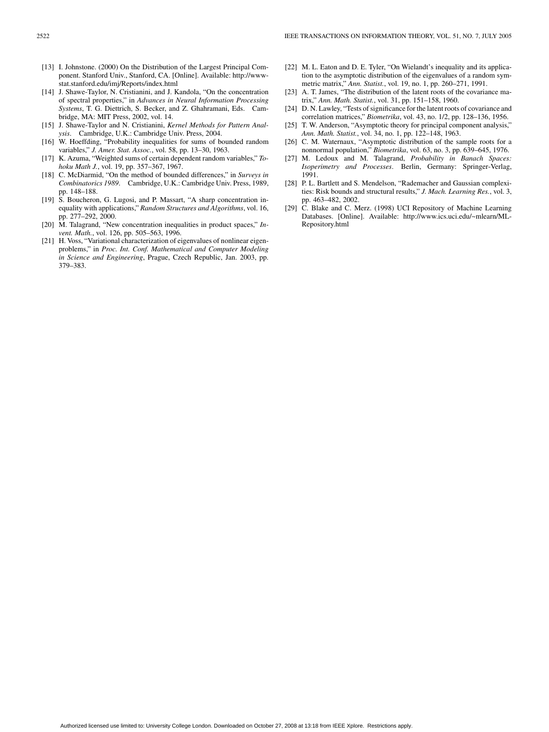[13] I. Johnstone. (2000) On the Distribution of the Largest Principal Component. Stanford Univ., Stanford, CA. [Online]. Available: http://www-stat.stanford.edu/imj/Reports/index.html

[14] J. Shawe-Taylor, N. Cristianini, and J. Kandola, "On the concentration of spectral properties," in *Advances in Neural Information Processing Systems*, T. G. Diettrich, S. Becker, and Z. Ghahramani, Eds. Cambridge, MA: MIT Press, 2002, vol. 14.

[15] J. Shawe-Taylor and N. Cristianini, *Kernel Methods for Pattern Analysis*. Cambridge, U.K.: Cambridge Univ. Press, 2004.

[16] W. Hoeffding, "Probability inequalities for sums of bounded random variables," *J. Amer. Stat. Assoc.*, vol. 58, pp. 13–30, 1963.

[17] K. Azuma, "Weighted sums of certain dependent random variables," *Tohoku Math J.*, vol. 19, pp. 357–367, 1967.

[18] C. McDiarmid, "On the method of bounded differences," in *Surveys in Combinatorics 1989*. Cambridge, U.K.: Cambridge Univ. Press, 1989, pp. 148–188.

[19] S. Boucheron, G. Lugosi, and P. Massart, "A sharp concentration inequality with applications," *Random Structures and Algorithms*, vol. 16, pp. 277–292, 2000.

[20] M. Talagrand, "New concentration inequalities in product spaces," *Invent. Math.*, vol. 126, pp. 505–563, 1996.

[21] H. Voss, "Variational characterization of eigenvalues of nonlinear eigenproblems," in *Proc. Int. Conf. Mathematical and Computer Modeling in Science and Engineering*, Prague, Czech Republic, Jan. 2003, pp. 379–383.

[22] M. L. Eaton and D. E. Tyler, "On Wielandt's inequality and its application to the asymptotic distribution of the eigenvalues of a random symmetric matrix," *Ann. Statist.*, vol. 19, no. 1, pp. 260–271, 1991.

[23] A. T. James, "The distribution of the latent roots of the covariance matrix," *Ann. Math. Statist.*, vol. 31, pp. 151–158, 1960.

[24] D. N. Lawley, "Tests of significance for the latent roots of covariance and correlation matrices," *Biometrika*, vol. 43, no. 1/2, pp. 128–136, 1956.

[25] T. W. Anderson, "Asymptotic theory for principal component analysis," *Ann. Math. Statist.*, vol. 34, no. 1, pp. 122–148, 1963.

[26] C. M. Waternaux, "Asymptotic distribution of the sample roots for a nonnormal population," *Biometrika*, vol. 63, no. 3, pp. 639–645, 1976.

[27] M. Ledoux and M. Talagrand, *Probability in Banach Spaces: Isoperimetry and Processes*. Berlin, Germany: Springer-Verlag, 1991.

[28] P. L. Bartlett and S. Mendelson, "Rademacher and Gaussian complexities: Risk bounds and structural results," *J. Mach. Learning Res.*, vol. 3, pp. 463–482, 2002.

[29] C. Blake and C. Merz. (1998) UCI Repository of Machine Learning Databases. [Online]. Available: http://www.ics.uci.edu/~mlearn/ML-Repository.html